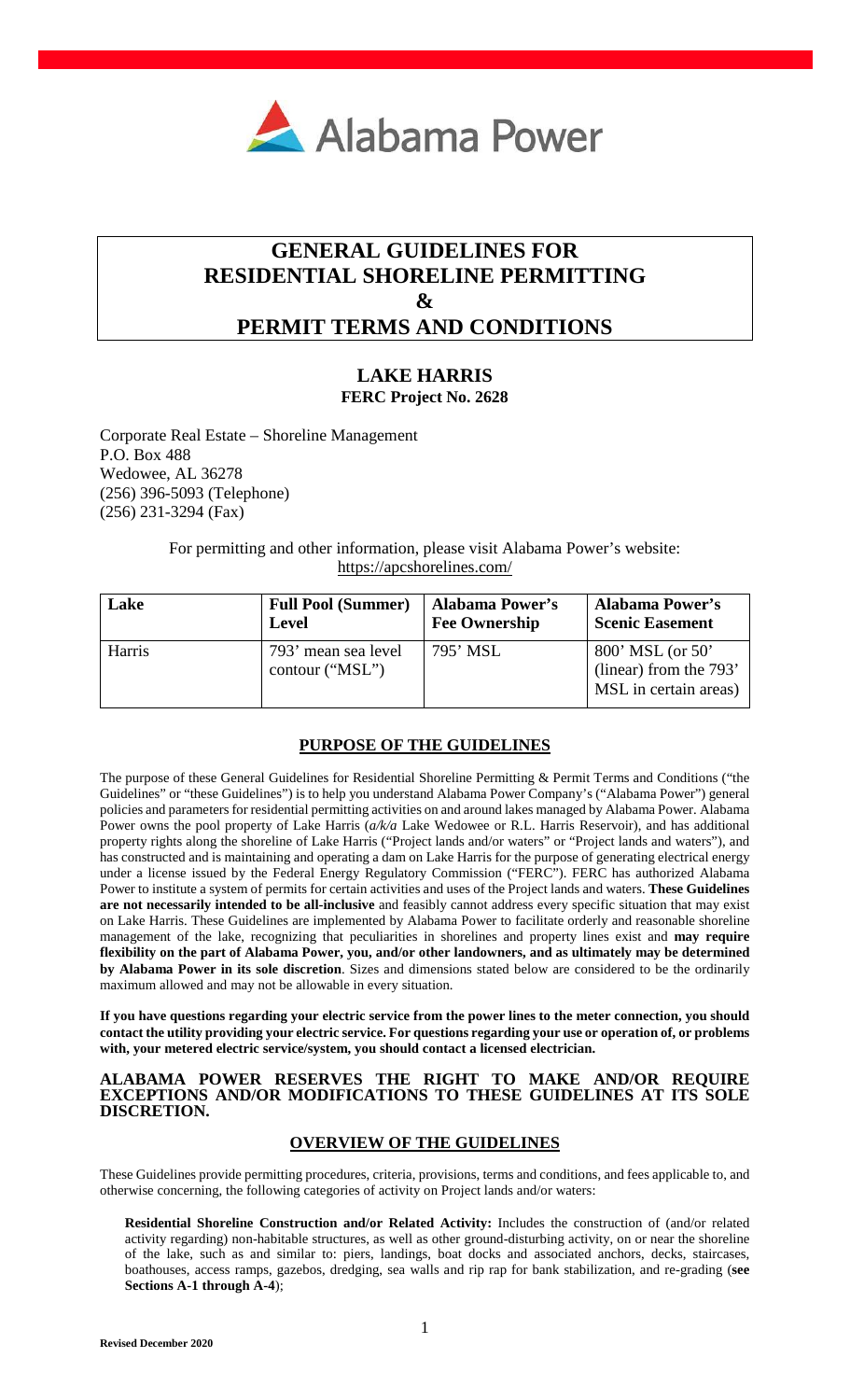# GENERAL GUIDELINES FOR RESIDENTIAL SHORELINE PERMITTING & PERMIT TERMS AND CONDITIONS

## LAKE HARRIS

**FERC Project No. 2628**

Corporate Real Estate – Shoreline Management
P.O. Box 488
Wedowee, AL 36278
(256) 396-5093 (Telephone)
(256) 231-3294 (Fax)

For permitting and other information, please visit Alabama Power's website:
https://apcshorelines.com/

| Lake | Full Pool (Summer) Level | Alabama Power's Fee Ownership | Alabama Power's Scenic Easement |
| --- | --- | --- | --- |
| Harris | 793' mean sea level contour ("MSL") | 795' MSL | 800' MSL (or 50' (linear) from the 793' MSL in certain areas) |

## PURPOSE OF THE GUIDELINES

The purpose of these General Guidelines for Residential Shoreline Permitting & Permit Terms and Conditions ("the Guidelines" or "these Guidelines") is to help you understand Alabama Power Company's ("Alabama Power") general policies and parameters for residential permitting activities on and around lakes managed by Alabama Power. Alabama Power owns the pool property of Lake Harris (*a/k/a* Lake Wedowee or R.L. Harris Reservoir), and has additional property rights along the shoreline of Lake Harris ("Project lands and/or waters" or "Project lands and waters"), and has constructed and is maintaining and operating a dam on Lake Harris for the purpose of generating electrical energy under a license issued by the Federal Energy Regulatory Commission ("FERC"). FERC has authorized Alabama Power to institute a system of permits for certain activities and uses of the Project lands and waters. **These Guidelines are not necessarily intended to be all-inclusive** and feasibly cannot address every specific situation that may exist on Lake Harris. These Guidelines are implemented by Alabama Power to facilitate orderly and reasonable shoreline management of the lake, recognizing that peculiarities in shorelines and property lines exist and **may require flexibility on the part of Alabama Power, you, and/or other landowners, and as ultimately may be determined by Alabama Power in its sole discretion**. Sizes and dimensions stated below are considered to be the ordinarily maximum allowed and may not be allowable in every situation.

**If you have questions regarding your electric service from the power lines to the meter connection, you should contact the utility providing your electric service. For questions regarding your use or operation of, or problems with, your metered electric service/system, you should contact a licensed electrician.**

**ALABAMA POWER RESERVES THE RIGHT TO MAKE AND/OR REQUIRE EXCEPTIONS AND/OR MODIFICATIONS TO THESE GUIDELINES AT ITS SOLE DISCRETION.**

## OVERVIEW OF THE GUIDELINES

These Guidelines provide permitting procedures, criteria, provisions, terms and conditions, and fees applicable to, and otherwise concerning, the following categories of activity on Project lands and/or waters:

**Residential Shoreline Construction and/or Related Activity:** Includes the construction of (and/or related activity regarding) non-habitable structures, as well as other ground-disturbing activity, on or near the shoreline of the lake, such as and similar to: piers, landings, boat docks and associated anchors, decks, staircases, boathouses, access ramps, gazebos, dredging, sea walls and rip rap for bank stabilization, and re-grading (**see Sections A-1 through A-4**);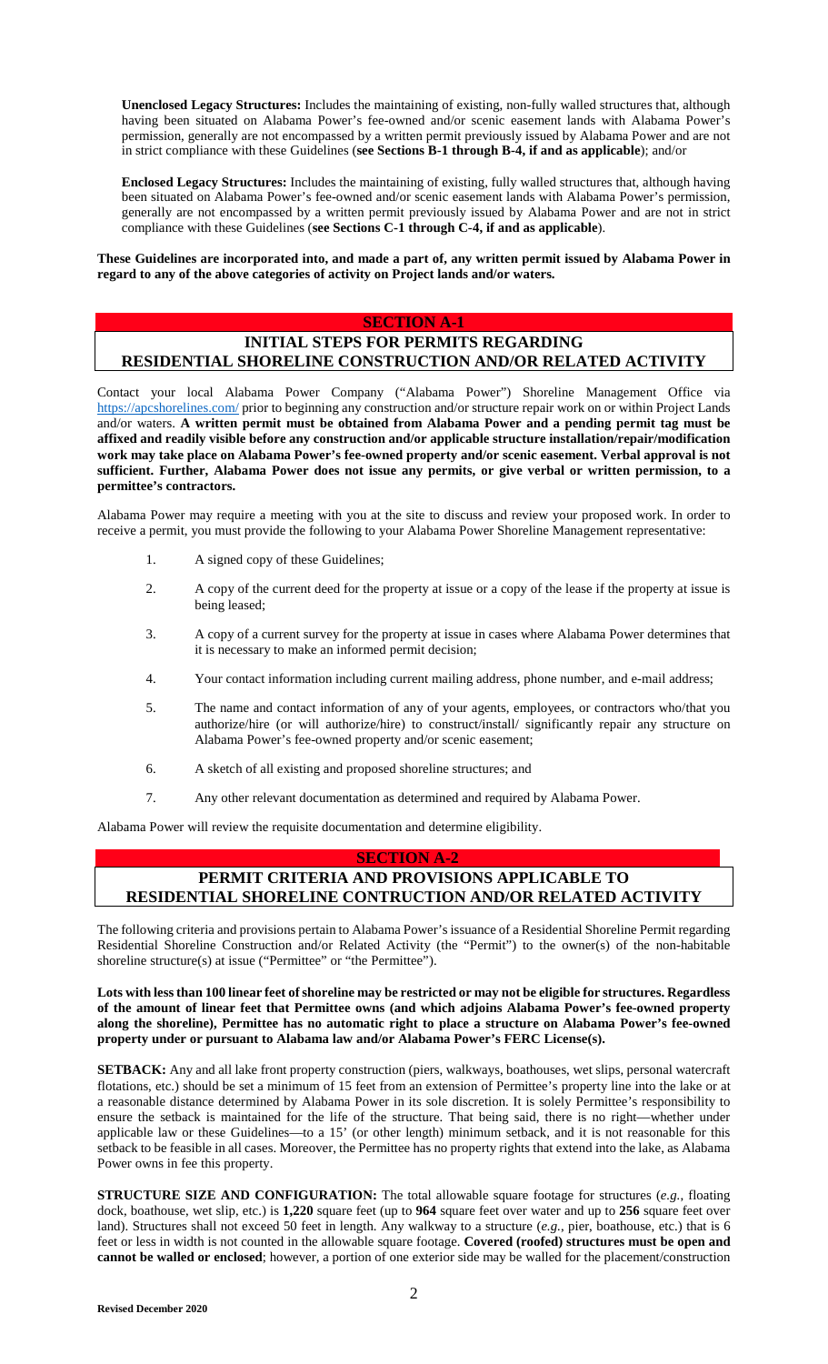**Unenclosed Legacy Structures:** Includes the maintaining of existing, non-fully walled structures that, although having been situated on Alabama Power's fee-owned and/or scenic easement lands with Alabama Power's permission, generally are not encompassed by a written permit previously issued by Alabama Power and are not in strict compliance with these Guidelines (**see Sections B-1 through B-4, if and as applicable**); and/or

**Enclosed Legacy Structures:** Includes the maintaining of existing, fully walled structures that, although having been situated on Alabama Power's fee-owned and/or scenic easement lands with Alabama Power's permission, generally are not encompassed by a written permit previously issued by Alabama Power and are not in strict compliance with these Guidelines (**see Sections C-1 through C-4, if and as applicable**).

**These Guidelines are incorporated into, and made a part of, any written permit issued by Alabama Power in regard to any of the above categories of activity on Project lands and/or waters.**

## SECTION A-1

## INITIAL STEPS FOR PERMITS REGARDING RESIDENTIAL SHORELINE CONSTRUCTION AND/OR RELATED ACTIVITY

Contact your local Alabama Power Company ("Alabama Power") Shoreline Management Office via https://apcshorelines.com/ prior to beginning any construction and/or structure repair work on or within Project Lands and/or waters. **A written permit must be obtained from Alabama Power and a pending permit tag must be affixed and readily visible before any construction and/or applicable structure installation/repair/modification work may take place on Alabama Power's fee-owned property and/or scenic easement. Verbal approval is not sufficient. Further, Alabama Power does not issue any permits, or give verbal or written permission, to a permittee's contractors.**

Alabama Power may require a meeting with you at the site to discuss and review your proposed work. In order to receive a permit, you must provide the following to your Alabama Power Shoreline Management representative:

1. A signed copy of these Guidelines;
2. A copy of the current deed for the property at issue or a copy of the lease if the property at issue is being leased;
3. A copy of a current survey for the property at issue in cases where Alabama Power determines that it is necessary to make an informed permit decision;
4. Your contact information including current mailing address, phone number, and e-mail address;
5. The name and contact information of any of your agents, employees, or contractors who/that you authorize/hire (or will authorize/hire) to construct/install/ significantly repair any structure on Alabama Power's fee-owned property and/or scenic easement;
6. A sketch of all existing and proposed shoreline structures; and
7. Any other relevant documentation as determined and required by Alabama Power.

Alabama Power will review the requisite documentation and determine eligibility.

## SECTION A-2

## PERMIT CRITERIA AND PROVISIONS APPLICABLE TO RESIDENTIAL SHORELINE CONTRUCTION AND/OR RELATED ACTIVITY

The following criteria and provisions pertain to Alabama Power's issuance of a Residential Shoreline Permit regarding Residential Shoreline Construction and/or Related Activity (the "Permit") to the owner(s) of the non-habitable shoreline structure(s) at issue ("Permittee" or "the Permittee").

**Lots with less than 100 linear feet of shoreline may be restricted or may not be eligible for structures. Regardless of the amount of linear feet that Permittee owns (and which adjoins Alabama Power's fee-owned property along the shoreline), Permittee has no automatic right to place a structure on Alabama Power's fee-owned property under or pursuant to Alabama law and/or Alabama Power's FERC License(s).**

**SETBACK:** Any and all lake front property construction (piers, walkways, boathouses, wet slips, personal watercraft flotations, etc.) should be set a minimum of 15 feet from an extension of Permittee's property line into the lake or at a reasonable distance determined by Alabama Power in its sole discretion. It is solely Permittee's responsibility to ensure the setback is maintained for the life of the structure. That being said, there is no right—whether under applicable law or these Guidelines—to a 15' (or other length) minimum setback, and it is not reasonable for this setback to be feasible in all cases. Moreover, the Permittee has no property rights that extend into the lake, as Alabama Power owns in fee this property.

**STRUCTURE SIZE AND CONFIGURATION:** The total allowable square footage for structures (*e.g.*, floating dock, boathouse, wet slip, etc.) is **1,220** square feet (up to **964** square feet over water and up to **256** square feet over land). Structures shall not exceed 50 feet in length. Any walkway to a structure (*e.g.*, pier, boathouse, etc.) that is 6 feet or less in width is not counted in the allowable square footage. **Covered (roofed) structures must be open and cannot be walled or enclosed**; however, a portion of one exterior side may be walled for the placement/construction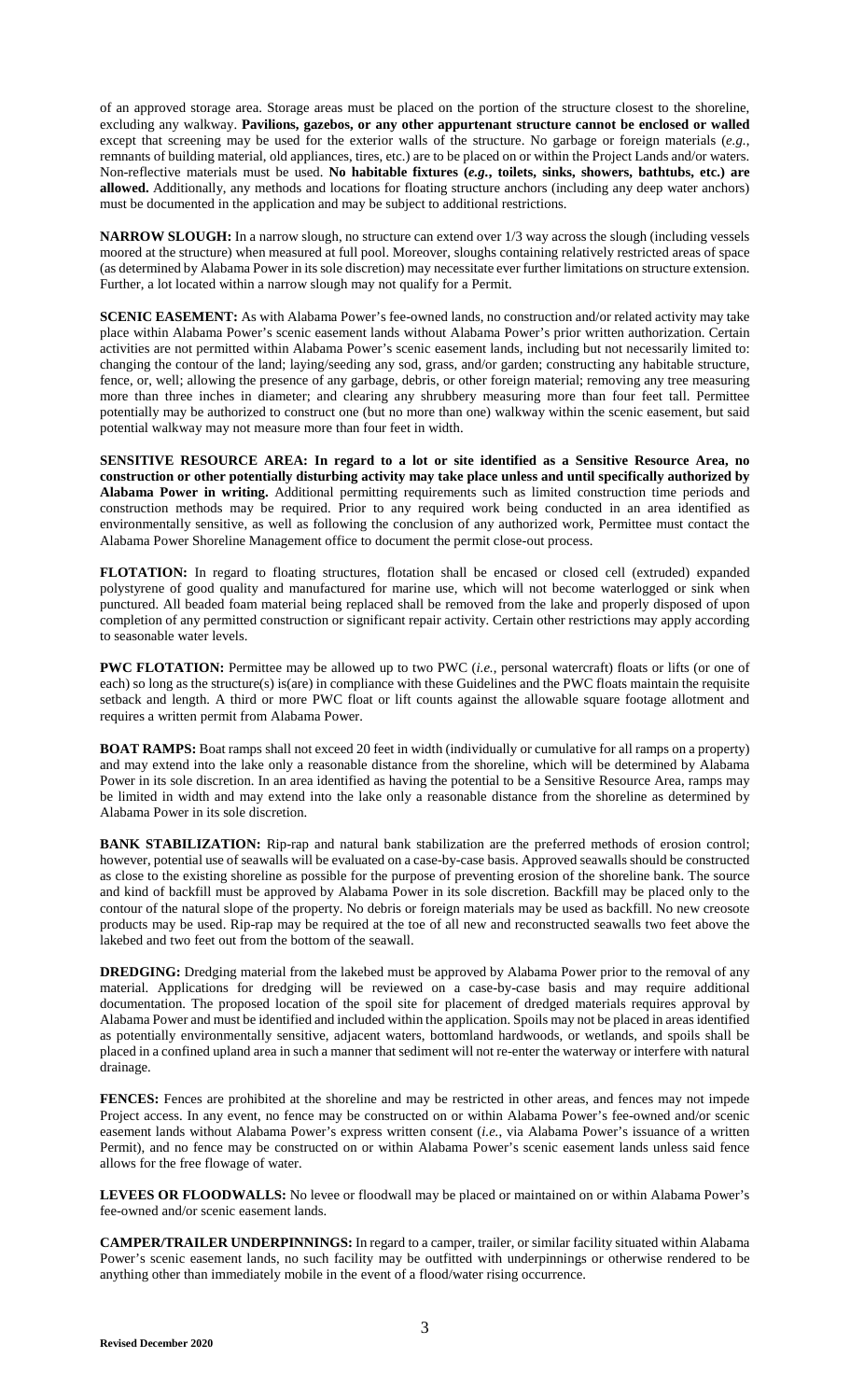of an approved storage area. Storage areas must be placed on the portion of the structure closest to the shoreline, excluding any walkway. **Pavilions, gazebos, or any other appurtenant structure cannot be enclosed or walled** except that screening may be used for the exterior walls of the structure. No garbage or foreign materials (*e.g.*, remnants of building material, old appliances, tires, etc.) are to be placed on or within the Project Lands and/or waters. Non-reflective materials must be used. **No habitable fixtures (*e.g.*, toilets, sinks, showers, bathtubs, etc.) are allowed.** Additionally, any methods and locations for floating structure anchors (including any deep water anchors) must be documented in the application and may be subject to additional restrictions.

**NARROW SLOUGH:** In a narrow slough, no structure can extend over 1/3 way across the slough (including vessels moored at the structure) when measured at full pool. Moreover, sloughs containing relatively restricted areas of space (as determined by Alabama Power in its sole discretion) may necessitate ever further limitations on structure extension. Further, a lot located within a narrow slough may not qualify for a Permit.

**SCENIC EASEMENT:** As with Alabama Power's fee-owned lands, no construction and/or related activity may take place within Alabama Power's scenic easement lands without Alabama Power's prior written authorization. Certain activities are not permitted within Alabama Power's scenic easement lands, including but not necessarily limited to: changing the contour of the land; laying/seeding any sod, grass, and/or garden; constructing any habitable structure, fence, or, well; allowing the presence of any garbage, debris, or other foreign material; removing any tree measuring more than three inches in diameter; and clearing any shrubbery measuring more than four feet tall. Permittee potentially may be authorized to construct one (but no more than one) walkway within the scenic easement, but said potential walkway may not measure more than four feet in width.

**SENSITIVE RESOURCE AREA: In regard to a lot or site identified as a Sensitive Resource Area, no construction or other potentially disturbing activity may take place unless and until specifically authorized by Alabama Power in writing.** Additional permitting requirements such as limited construction time periods and construction methods may be required. Prior to any required work being conducted in an area identified as environmentally sensitive, as well as following the conclusion of any authorized work, Permittee must contact the Alabama Power Shoreline Management office to document the permit close-out process.

**FLOTATION:** In regard to floating structures, flotation shall be encased or closed cell (extruded) expanded polystyrene of good quality and manufactured for marine use, which will not become waterlogged or sink when punctured. All beaded foam material being replaced shall be removed from the lake and properly disposed of upon completion of any permitted construction or significant repair activity. Certain other restrictions may apply according to seasonable water levels.

**PWC FLOTATION:** Permittee may be allowed up to two PWC (*i.e.*, personal watercraft) floats or lifts (or one of each) so long as the structure(s) is(are) in compliance with these Guidelines and the PWC floats maintain the requisite setback and length. A third or more PWC float or lift counts against the allowable square footage allotment and requires a written permit from Alabama Power.

**BOAT RAMPS:** Boat ramps shall not exceed 20 feet in width (individually or cumulative for all ramps on a property) and may extend into the lake only a reasonable distance from the shoreline, which will be determined by Alabama Power in its sole discretion. In an area identified as having the potential to be a Sensitive Resource Area, ramps may be limited in width and may extend into the lake only a reasonable distance from the shoreline as determined by Alabama Power in its sole discretion.

**BANK STABILIZATION:** Rip-rap and natural bank stabilization are the preferred methods of erosion control; however, potential use of seawalls will be evaluated on a case-by-case basis. Approved seawalls should be constructed as close to the existing shoreline as possible for the purpose of preventing erosion of the shoreline bank. The source and kind of backfill must be approved by Alabama Power in its sole discretion. Backfill may be placed only to the contour of the natural slope of the property. No debris or foreign materials may be used as backfill. No new creosote products may be used. Rip-rap may be required at the toe of all new and reconstructed seawalls two feet above the lakebed and two feet out from the bottom of the seawall.

**DREDGING:** Dredging material from the lakebed must be approved by Alabama Power prior to the removal of any material. Applications for dredging will be reviewed on a case-by-case basis and may require additional documentation. The proposed location of the spoil site for placement of dredged materials requires approval by Alabama Power and must be identified and included within the application. Spoils may not be placed in areas identified as potentially environmentally sensitive, adjacent waters, bottomland hardwoods, or wetlands, and spoils shall be placed in a confined upland area in such a manner that sediment will not re-enter the waterway or interfere with natural drainage.

**FENCES:** Fences are prohibited at the shoreline and may be restricted in other areas, and fences may not impede Project access. In any event, no fence may be constructed on or within Alabama Power's fee-owned and/or scenic easement lands without Alabama Power's express written consent (*i.e.*, via Alabama Power's issuance of a written Permit), and no fence may be constructed on or within Alabama Power's scenic easement lands unless said fence allows for the free flowage of water.

**LEVEES OR FLOODWALLS:** No levee or floodwall may be placed or maintained on or within Alabama Power's fee-owned and/or scenic easement lands.

**CAMPER/TRAILER UNDERPINNINGS:** In regard to a camper, trailer, or similar facility situated within Alabama Power's scenic easement lands, no such facility may be outfitted with underpinnings or otherwise rendered to be anything other than immediately mobile in the event of a flood/water rising occurrence.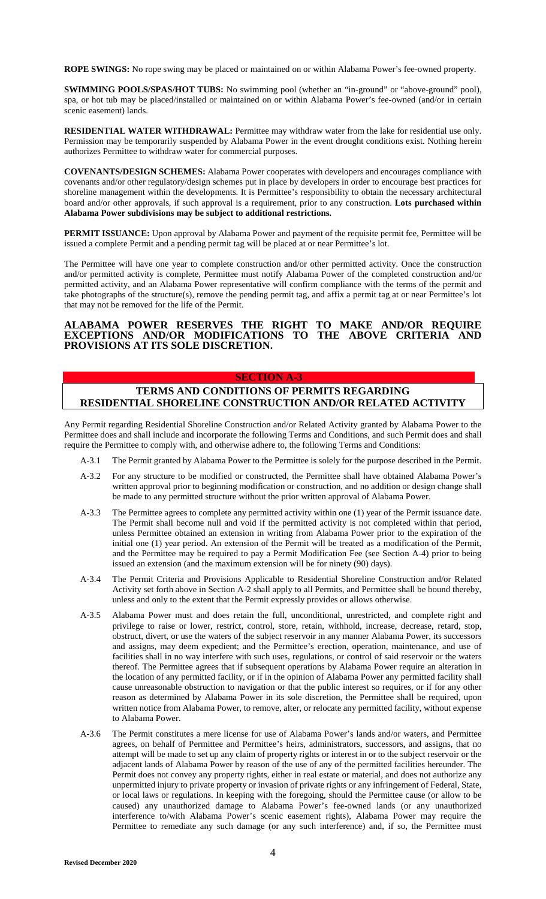**ROPE SWINGS:** No rope swing may be placed or maintained on or within Alabama Power's fee-owned property.

**SWIMMING POOLS/SPAS/HOT TUBS:** No swimming pool (whether an "in-ground" or "above-ground" pool), spa, or hot tub may be placed/installed or maintained on or within Alabama Power's fee-owned (and/or in certain scenic easement) lands.

**RESIDENTIAL WATER WITHDRAWAL:** Permittee may withdraw water from the lake for residential use only. Permission may be temporarily suspended by Alabama Power in the event drought conditions exist. Nothing herein authorizes Permittee to withdraw water for commercial purposes.

**COVENANTS/DESIGN SCHEMES:** Alabama Power cooperates with developers and encourages compliance with covenants and/or other regulatory/design schemes put in place by developers in order to encourage best practices for shoreline management within the developments. It is Permittee's responsibility to obtain the necessary architectural board and/or other approvals, if such approval is a requirement, prior to any construction. **Lots purchased within Alabama Power subdivisions may be subject to additional restrictions.**

**PERMIT ISSUANCE:** Upon approval by Alabama Power and payment of the requisite permit fee, Permittee will be issued a complete Permit and a pending permit tag will be placed at or near Permittee's lot.

The Permittee will have one year to complete construction and/or other permitted activity. Once the construction and/or permitted activity is complete, Permittee must notify Alabama Power of the completed construction and/or permitted activity, and an Alabama Power representative will confirm compliance with the terms of the permit and take photographs of the structure(s), remove the pending permit tag, and affix a permit tag at or near Permittee's lot that may not be removed for the life of the Permit.

**ALABAMA POWER RESERVES THE RIGHT TO MAKE AND/OR REQUIRE EXCEPTIONS AND/OR MODIFICATIONS TO THE ABOVE CRITERIA AND PROVISIONS AT ITS SOLE DISCRETION.**

## SECTION A-3

## TERMS AND CONDITIONS OF PERMITS REGARDING RESIDENTIAL SHORELINE CONSTRUCTION AND/OR RELATED ACTIVITY

Any Permit regarding Residential Shoreline Construction and/or Related Activity granted by Alabama Power to the Permittee does and shall include and incorporate the following Terms and Conditions, and such Permit does and shall require the Permittee to comply with, and otherwise adhere to, the following Terms and Conditions:

A-3.1 The Permit granted by Alabama Power to the Permittee is solely for the purpose described in the Permit.

A-3.2 For any structure to be modified or constructed, the Permittee shall have obtained Alabama Power's written approval prior to beginning modification or construction, and no addition or design change shall be made to any permitted structure without the prior written approval of Alabama Power.

A-3.3 The Permittee agrees to complete any permitted activity within one (1) year of the Permit issuance date. The Permit shall become null and void if the permitted activity is not completed within that period, unless Permittee obtained an extension in writing from Alabama Power prior to the expiration of the initial one (1) year period. An extension of the Permit will be treated as a modification of the Permit, and the Permittee may be required to pay a Permit Modification Fee (see Section A-4) prior to being issued an extension (and the maximum extension will be for ninety (90) days).

A-3.4 The Permit Criteria and Provisions Applicable to Residential Shoreline Construction and/or Related Activity set forth above in Section A-2 shall apply to all Permits, and Permittee shall be bound thereby, unless and only to the extent that the Permit expressly provides or allows otherwise.

A-3.5 Alabama Power must and does retain the full, unconditional, unrestricted, and complete right and privilege to raise or lower, restrict, control, store, retain, withhold, increase, decrease, retard, stop, obstruct, divert, or use the waters of the subject reservoir in any manner Alabama Power, its successors and assigns, may deem expedient; and the Permittee's erection, operation, maintenance, and use of facilities shall in no way interfere with such uses, regulations, or control of said reservoir or the waters thereof. The Permittee agrees that if subsequent operations by Alabama Power require an alteration in the location of any permitted facility, or if in the opinion of Alabama Power any permitted facility shall cause unreasonable obstruction to navigation or that the public interest so requires, or if for any other reason as determined by Alabama Power in its sole discretion, the Permittee shall be required, upon written notice from Alabama Power, to remove, alter, or relocate any permitted facility, without expense to Alabama Power.

A-3.6 The Permit constitutes a mere license for use of Alabama Power's lands and/or waters, and Permittee agrees, on behalf of Permittee and Permittee's heirs, administrators, successors, and assigns, that no attempt will be made to set up any claim of property rights or interest in or to the subject reservoir or the adjacent lands of Alabama Power by reason of the use of any of the permitted facilities hereunder. The Permit does not convey any property rights, either in real estate or material, and does not authorize any unpermitted injury to private property or invasion of private rights or any infringement of Federal, State, or local laws or regulations. In keeping with the foregoing, should the Permittee cause (or allow to be caused) any unauthorized damage to Alabama Power's fee-owned lands (or any unauthorized interference to/with Alabama Power's scenic easement rights), Alabama Power may require the Permittee to remediate any such damage (or any such interference) and, if so, the Permittee must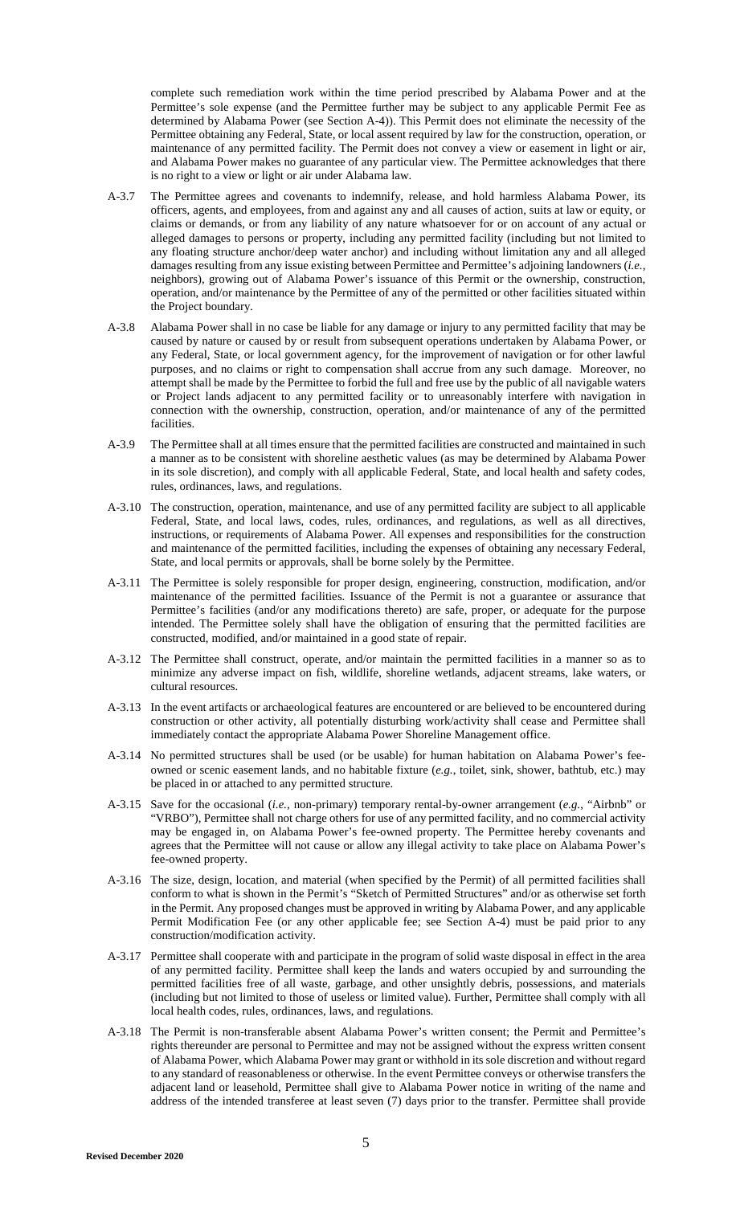complete such remediation work within the time period prescribed by Alabama Power and at the Permittee's sole expense (and the Permittee further may be subject to any applicable Permit Fee as determined by Alabama Power (see Section A-4)). This Permit does not eliminate the necessity of the Permittee obtaining any Federal, State, or local assent required by law for the construction, operation, or maintenance of any permitted facility. The Permit does not convey a view or easement in light or air, and Alabama Power makes no guarantee of any particular view. The Permittee acknowledges that there is no right to a view or light or air under Alabama law.

A-3.7 The Permittee agrees and covenants to indemnify, release, and hold harmless Alabama Power, its officers, agents, and employees, from and against any and all causes of action, suits at law or equity, or claims or demands, or from any liability of any nature whatsoever for or on account of any actual or alleged damages to persons or property, including any permitted facility (including but not limited to any floating structure anchor/deep water anchor) and including without limitation any and all alleged damages resulting from any issue existing between Permittee and Permittee's adjoining landowners (*i.e.*, neighbors), growing out of Alabama Power's issuance of this Permit or the ownership, construction, operation, and/or maintenance by the Permittee of any of the permitted or other facilities situated within the Project boundary.

A-3.8 Alabama Power shall in no case be liable for any damage or injury to any permitted facility that may be caused by nature or caused by or result from subsequent operations undertaken by Alabama Power, or any Federal, State, or local government agency, for the improvement of navigation or for other lawful purposes, and no claims or right to compensation shall accrue from any such damage. Moreover, no attempt shall be made by the Permittee to forbid the full and free use by the public of all navigable waters or Project lands adjacent to any permitted facility or to unreasonably interfere with navigation in connection with the ownership, construction, operation, and/or maintenance of any of the permitted facilities.

A-3.9 The Permittee shall at all times ensure that the permitted facilities are constructed and maintained in such a manner as to be consistent with shoreline aesthetic values (as may be determined by Alabama Power in its sole discretion), and comply with all applicable Federal, State, and local health and safety codes, rules, ordinances, laws, and regulations.

A-3.10 The construction, operation, maintenance, and use of any permitted facility are subject to all applicable Federal, State, and local laws, codes, rules, ordinances, and regulations, as well as all directives, instructions, or requirements of Alabama Power. All expenses and responsibilities for the construction and maintenance of the permitted facilities, including the expenses of obtaining any necessary Federal, State, and local permits or approvals, shall be borne solely by the Permittee.

A-3.11 The Permittee is solely responsible for proper design, engineering, construction, modification, and/or maintenance of the permitted facilities. Issuance of the Permit is not a guarantee or assurance that Permittee's facilities (and/or any modifications thereto) are safe, proper, or adequate for the purpose intended. The Permittee solely shall have the obligation of ensuring that the permitted facilities are constructed, modified, and/or maintained in a good state of repair.

A-3.12 The Permittee shall construct, operate, and/or maintain the permitted facilities in a manner so as to minimize any adverse impact on fish, wildlife, shoreline wetlands, adjacent streams, lake waters, or cultural resources.

A-3.13 In the event artifacts or archaeological features are encountered or are believed to be encountered during construction or other activity, all potentially disturbing work/activity shall cease and Permittee shall immediately contact the appropriate Alabama Power Shoreline Management office.

A-3.14 No permitted structures shall be used (or be usable) for human habitation on Alabama Power's fee-owned or scenic easement lands, and no habitable fixture (*e.g.*, toilet, sink, shower, bathtub, etc.) may be placed in or attached to any permitted structure.

A-3.15 Save for the occasional (*i.e.*, non-primary) temporary rental-by-owner arrangement (*e.g.*, "Airbnb" or "VRBO"), Permittee shall not charge others for use of any permitted facility, and no commercial activity may be engaged in, on Alabama Power's fee-owned property. The Permittee hereby covenants and agrees that the Permittee will not cause or allow any illegal activity to take place on Alabama Power's fee-owned property.

A-3.16 The size, design, location, and material (when specified by the Permit) of all permitted facilities shall conform to what is shown in the Permit's "Sketch of Permitted Structures" and/or as otherwise set forth in the Permit. Any proposed changes must be approved in writing by Alabama Power, and any applicable Permit Modification Fee (or any other applicable fee; see Section A-4) must be paid prior to any construction/modification activity.

A-3.17 Permittee shall cooperate with and participate in the program of solid waste disposal in effect in the area of any permitted facility. Permittee shall keep the lands and waters occupied by and surrounding the permitted facilities free of all waste, garbage, and other unsightly debris, possessions, and materials (including but not limited to those of useless or limited value). Further, Permittee shall comply with all local health codes, rules, ordinances, laws, and regulations.

A-3.18 The Permit is non-transferable absent Alabama Power's written consent; the Permit and Permittee's rights thereunder are personal to Permittee and may not be assigned without the express written consent of Alabama Power, which Alabama Power may grant or withhold in its sole discretion and without regard to any standard of reasonableness or otherwise. In the event Permittee conveys or otherwise transfers the adjacent land or leasehold, Permittee shall give to Alabama Power notice in writing of the name and address of the intended transferee at least seven (7) days prior to the transfer. Permittee shall provide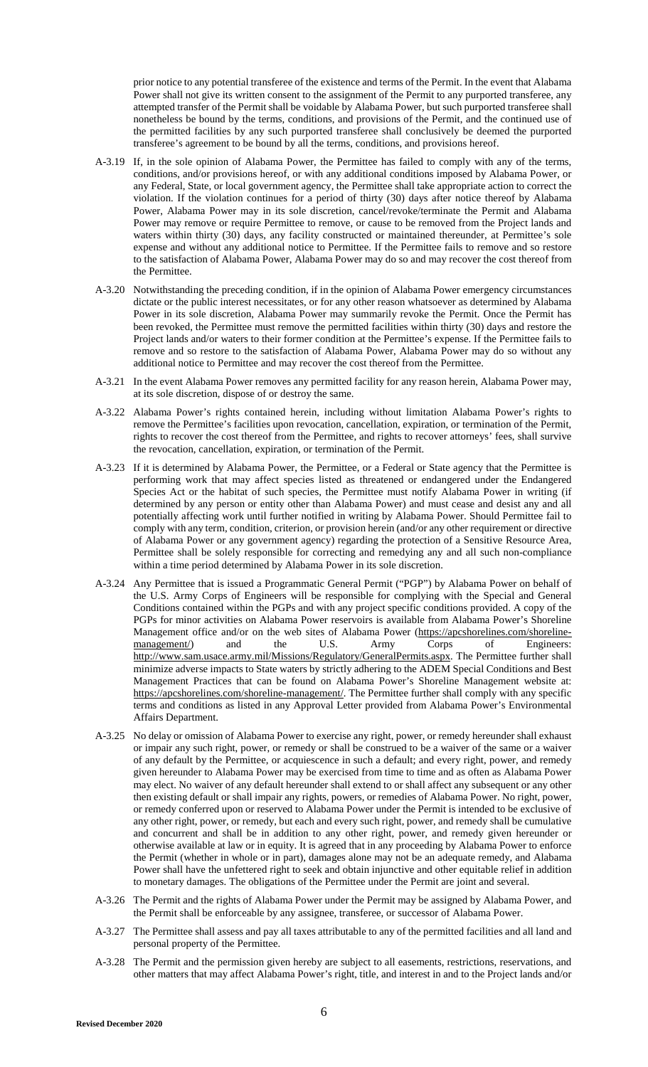prior notice to any potential transferee of the existence and terms of the Permit. In the event that Alabama Power shall not give its written consent to the assignment of the Permit to any purported transferee, any attempted transfer of the Permit shall be voidable by Alabama Power, but such purported transferee shall nonetheless be bound by the terms, conditions, and provisions of the Permit, and the continued use of the permitted facilities by any such purported transferee shall conclusively be deemed the purported transferee's agreement to be bound by all the terms, conditions, and provisions hereof.

A-3.19 If, in the sole opinion of Alabama Power, the Permittee has failed to comply with any of the terms, conditions, and/or provisions hereof, or with any additional conditions imposed by Alabama Power, or any Federal, State, or local government agency, the Permittee shall take appropriate action to correct the violation. If the violation continues for a period of thirty (30) days after notice thereof by Alabama Power, Alabama Power may in its sole discretion, cancel/revoke/terminate the Permit and Alabama Power may remove or require Permittee to remove, or cause to be removed from the Project lands and waters within thirty (30) days, any facility constructed or maintained thereunder, at Permittee's sole expense and without any additional notice to Permittee. If the Permittee fails to remove and so restore to the satisfaction of Alabama Power, Alabama Power may do so and may recover the cost thereof from the Permittee.

A-3.20 Notwithstanding the preceding condition, if in the opinion of Alabama Power emergency circumstances dictate or the public interest necessitates, or for any other reason whatsoever as determined by Alabama Power in its sole discretion, Alabama Power may summarily revoke the Permit. Once the Permit has been revoked, the Permittee must remove the permitted facilities within thirty (30) days and restore the Project lands and/or waters to their former condition at the Permittee's expense. If the Permittee fails to remove and so restore to the satisfaction of Alabama Power, Alabama Power may do so without any additional notice to Permittee and may recover the cost thereof from the Permittee.

A-3.21 In the event Alabama Power removes any permitted facility for any reason herein, Alabama Power may, at its sole discretion, dispose of or destroy the same.

A-3.22 Alabama Power's rights contained herein, including without limitation Alabama Power's rights to remove the Permittee's facilities upon revocation, cancellation, expiration, or termination of the Permit, rights to recover the cost thereof from the Permittee, and rights to recover attorneys' fees, shall survive the revocation, cancellation, expiration, or termination of the Permit.

A-3.23 If it is determined by Alabama Power, the Permittee, or a Federal or State agency that the Permittee is performing work that may affect species listed as threatened or endangered under the Endangered Species Act or the habitat of such species, the Permittee must notify Alabama Power in writing (if determined by any person or entity other than Alabama Power) and must cease and desist any and all potentially affecting work until further notified in writing by Alabama Power. Should Permittee fail to comply with any term, condition, criterion, or provision herein (and/or any other requirement or directive of Alabama Power or any government agency) regarding the protection of a Sensitive Resource Area, Permittee shall be solely responsible for correcting and remedying any and all such non-compliance within a time period determined by Alabama Power in its sole discretion.

A-3.24 Any Permittee that is issued a Programmatic General Permit ("PGP") by Alabama Power on behalf of the U.S. Army Corps of Engineers will be responsible for complying with the Special and General Conditions contained within the PGPs and with any project specific conditions provided. A copy of the PGPs for minor activities on Alabama Power reservoirs is available from Alabama Power's Shoreline Management office and/or on the web sites of Alabama Power (https://apcshorelines.com/shoreline-management/) and the U.S. Army Corps of Engineers: http://www.sam.usace.army.mil/Missions/Regulatory/GeneralPermits.aspx. The Permittee further shall minimize adverse impacts to State waters by strictly adhering to the ADEM Special Conditions and Best Management Practices that can be found on Alabama Power's Shoreline Management website at: https://apcshorelines.com/shoreline-management/. The Permittee further shall comply with any specific terms and conditions as listed in any Approval Letter provided from Alabama Power's Environmental Affairs Department.

A-3.25 No delay or omission of Alabama Power to exercise any right, power, or remedy hereunder shall exhaust or impair any such right, power, or remedy or shall be construed to be a waiver of the same or a waiver of any default by the Permittee, or acquiescence in such a default; and every right, power, and remedy given hereunder to Alabama Power may be exercised from time to time and as often as Alabama Power may elect. No waiver of any default hereunder shall extend to or shall affect any subsequent or any other then existing default or shall impair any rights, powers, or remedies of Alabama Power. No right, power, or remedy conferred upon or reserved to Alabama Power under the Permit is intended to be exclusive of any other right, power, or remedy, but each and every such right, power, and remedy shall be cumulative and concurrent and shall be in addition to any other right, power, and remedy given hereunder or otherwise available at law or in equity. It is agreed that in any proceeding by Alabama Power to enforce the Permit (whether in whole or in part), damages alone may not be an adequate remedy, and Alabama Power shall have the unfettered right to seek and obtain injunctive and other equitable relief in addition to monetary damages. The obligations of the Permittee under the Permit are joint and several.

A-3.26 The Permit and the rights of Alabama Power under the Permit may be assigned by Alabama Power, and the Permit shall be enforceable by any assignee, transferee, or successor of Alabama Power.

A-3.27 The Permittee shall assess and pay all taxes attributable to any of the permitted facilities and all land and personal property of the Permittee.

A-3.28 The Permit and the permission given hereby are subject to all easements, restrictions, reservations, and other matters that may affect Alabama Power's right, title, and interest in and to the Project lands and/or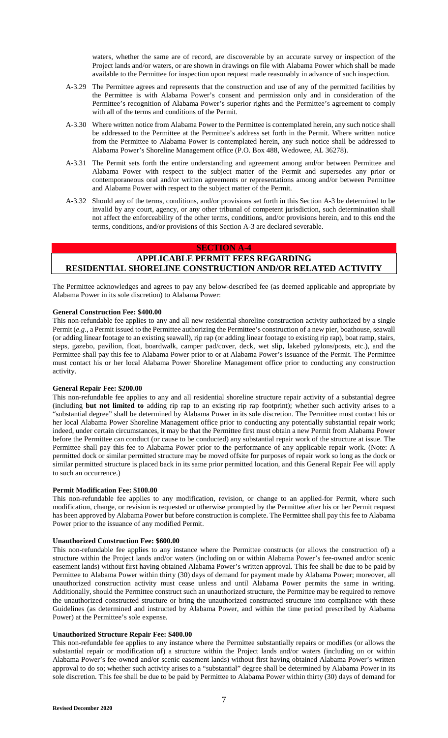waters, whether the same are of record, are discoverable by an accurate survey or inspection of the Project lands and/or waters, or are shown in drawings on file with Alabama Power which shall be made available to the Permittee for inspection upon request made reasonably in advance of such inspection.

A-3.29 The Permittee agrees and represents that the construction and use of any of the permitted facilities by the Permittee is with Alabama Power's consent and permission only and in consideration of the Permittee's recognition of Alabama Power's superior rights and the Permittee's agreement to comply with all of the terms and conditions of the Permit.

A-3.30 Where written notice from Alabama Power to the Permittee is contemplated herein, any such notice shall be addressed to the Permittee at the Permittee's address set forth in the Permit. Where written notice from the Permittee to Alabama Power is contemplated herein, any such notice shall be addressed to Alabama Power's Shoreline Management office (P.O. Box 488, Wedowee, AL 36278).

A-3.31 The Permit sets forth the entire understanding and agreement among and/or between Permittee and Alabama Power with respect to the subject matter of the Permit and supersedes any prior or contemporaneous oral and/or written agreements or representations among and/or between Permittee and Alabama Power with respect to the subject matter of the Permit.

A-3.32 Should any of the terms, conditions, and/or provisions set forth in this Section A-3 be determined to be invalid by any court, agency, or any other tribunal of competent jurisdiction, such determination shall not affect the enforceability of the other terms, conditions, and/or provisions herein, and to this end the terms, conditions, and/or provisions of this Section A-3 are declared severable.

## SECTION A-4

## APPLICABLE PERMIT FEES REGARDING RESIDENTIAL SHORELINE CONSTRUCTION AND/OR RELATED ACTIVITY

The Permittee acknowledges and agrees to pay any below-described fee (as deemed applicable and appropriate by Alabama Power in its sole discretion) to Alabama Power:

**General Construction Fee: $400.00**

This non-refundable fee applies to any and all new residential shoreline construction activity authorized by a single Permit (*e.g.*, a Permit issued to the Permittee authorizing the Permittee's construction of a new pier, boathouse, seawall (or adding linear footage to an existing seawall), rip rap (or adding linear footage to existing rip rap), boat ramp, stairs, steps, gazebo, pavilion, float, boardwalk, camper pad/cover, deck, wet slip, lakebed pylons/posts, etc.), and the Permittee shall pay this fee to Alabama Power prior to or at Alabama Power's issuance of the Permit. The Permittee must contact his or her local Alabama Power Shoreline Management office prior to conducting any construction activity.

**General Repair Fee: $200.00**

This non-refundable fee applies to any and all residential shoreline structure repair activity of a substantial degree (including **but not limited to** adding rip rap to an existing rip rap footprint); whether such activity arises to a "substantial degree" shall be determined by Alabama Power in its sole discretion. The Permittee must contact his or her local Alabama Power Shoreline Management office prior to conducting any potentially substantial repair work; indeed, under certain circumstances, it may be that the Permittee first must obtain a new Permit from Alabama Power before the Permittee can conduct (or cause to be conducted) any substantial repair work of the structure at issue. The Permittee shall pay this fee to Alabama Power prior to the performance of any applicable repair work. (Note: A permitted dock or similar permitted structure may be moved offsite for purposes of repair work so long as the dock or similar permitted structure is placed back in its same prior permitted location, and this General Repair Fee will apply to such an occurrence.)

**Permit Modification Fee: $100.00**

This non-refundable fee applies to any modification, revision, or change to an applied-for Permit, where such modification, change, or revision is requested or otherwise prompted by the Permittee after his or her Permit request has been approved by Alabama Power but before construction is complete. The Permittee shall pay this fee to Alabama Power prior to the issuance of any modified Permit.

**Unauthorized Construction Fee: $600.00**

This non-refundable fee applies to any instance where the Permittee constructs (or allows the construction of) a structure within the Project lands and/or waters (including on or within Alabama Power's fee-owned and/or scenic easement lands) without first having obtained Alabama Power's written approval. This fee shall be due to be paid by Permittee to Alabama Power within thirty (30) days of demand for payment made by Alabama Power; moreover, all unauthorized construction activity must cease unless and until Alabama Power permits the same in writing. Additionally, should the Permittee construct such an unauthorized structure, the Permittee may be required to remove the unauthorized constructed structure or bring the unauthorized constructed structure into compliance with these Guidelines (as determined and instructed by Alabama Power, and within the time period prescribed by Alabama Power) at the Permittee's sole expense.

**Unauthorized Structure Repair Fee: $400.00**

This non-refundable fee applies to any instance where the Permittee substantially repairs or modifies (or allows the substantial repair or modification of) a structure within the Project lands and/or waters (including on or within Alabama Power's fee-owned and/or scenic easement lands) without first having obtained Alabama Power's written approval to do so; whether such activity arises to a "substantial" degree shall be determined by Alabama Power in its sole discretion. This fee shall be due to be paid by Permittee to Alabama Power within thirty (30) days of demand for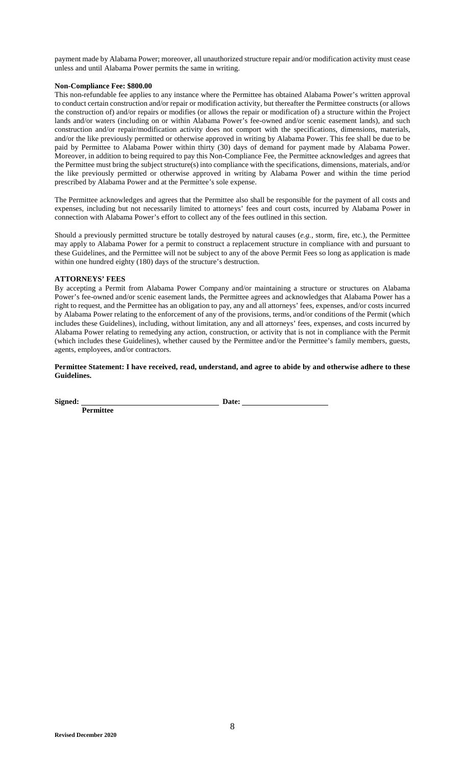payment made by Alabama Power; moreover, all unauthorized structure repair and/or modification activity must cease unless and until Alabama Power permits the same in writing.

**Non-Compliance Fee: $800.00**

This non-refundable fee applies to any instance where the Permittee has obtained Alabama Power's written approval to conduct certain construction and/or repair or modification activity, but thereafter the Permittee constructs (or allows the construction of) and/or repairs or modifies (or allows the repair or modification of) a structure within the Project lands and/or waters (including on or within Alabama Power's fee-owned and/or scenic easement lands), and such construction and/or repair/modification activity does not comport with the specifications, dimensions, materials, and/or the like previously permitted or otherwise approved in writing by Alabama Power. This fee shall be due to be paid by Permittee to Alabama Power within thirty (30) days of demand for payment made by Alabama Power. Moreover, in addition to being required to pay this Non-Compliance Fee, the Permittee acknowledges and agrees that the Permittee must bring the subject structure(s) into compliance with the specifications, dimensions, materials, and/or the like previously permitted or otherwise approved in writing by Alabama Power and within the time period prescribed by Alabama Power and at the Permittee's sole expense.

The Permittee acknowledges and agrees that the Permittee also shall be responsible for the payment of all costs and expenses, including but not necessarily limited to attorneys' fees and court costs, incurred by Alabama Power in connection with Alabama Power's effort to collect any of the fees outlined in this section.

Should a previously permitted structure be totally destroyed by natural causes (*e.g.*, storm, fire, etc.), the Permittee may apply to Alabama Power for a permit to construct a replacement structure in compliance with and pursuant to these Guidelines, and the Permittee will not be subject to any of the above Permit Fees so long as application is made within one hundred eighty (180) days of the structure's destruction.

**ATTORNEYS' FEES**

By accepting a Permit from Alabama Power Company and/or maintaining a structure or structures on Alabama Power's fee-owned and/or scenic easement lands, the Permittee agrees and acknowledges that Alabama Power has a right to request, and the Permittee has an obligation to pay, any and all attorneys' fees, expenses, and/or costs incurred by Alabama Power relating to the enforcement of any of the provisions, terms, and/or conditions of the Permit (which includes these Guidelines), including, without limitation, any and all attorneys' fees, expenses, and costs incurred by Alabama Power relating to remedying any action, construction, or activity that is not in compliance with the Permit (which includes these Guidelines), whether caused by the Permittee and/or the Permittee's family members, guests, agents, employees, and/or contractors.

**Permittee Statement: I have received, read, understand, and agree to abide by and otherwise adhere to these Guidelines.**

**Signed:** ______________________________ **Date:** ____________________
**Permittee**

**Revised December 2020**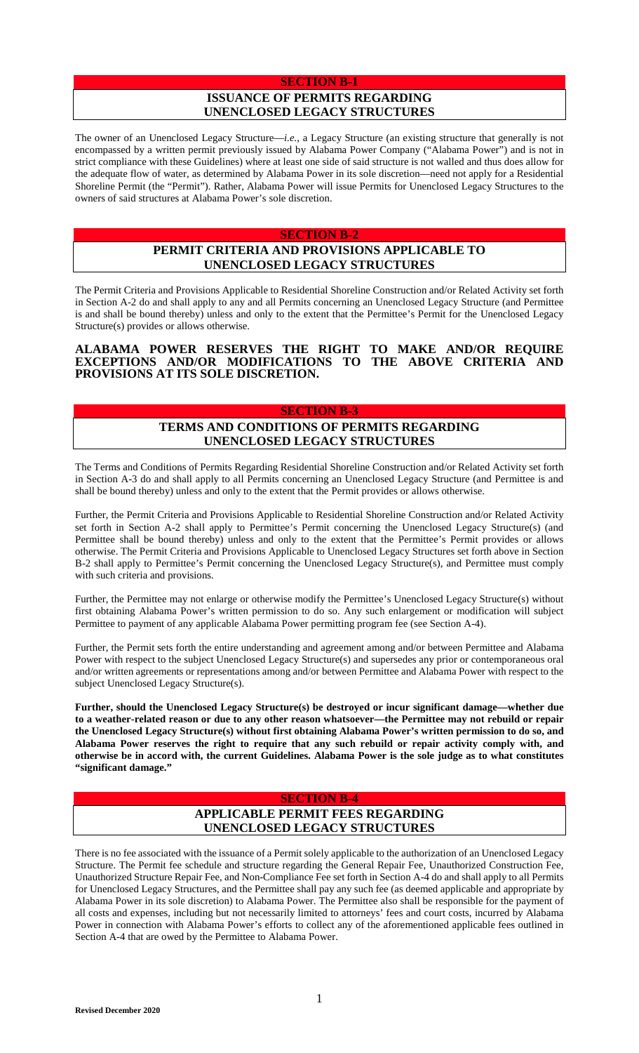## SECTION B-1

## ISSUANCE OF PERMITS REGARDING UNENCLOSED LEGACY STRUCTURES

The owner of an Unenclosed Legacy Structure—*i.e.*, a Legacy Structure (an existing structure that generally is not encompassed by a written permit previously issued by Alabama Power Company ("Alabama Power") and is not in strict compliance with these Guidelines) where at least one side of said structure is not walled and thus does allow for the adequate flow of water, as determined by Alabama Power in its sole discretion—need not apply for a Residential Shoreline Permit (the "Permit"). Rather, Alabama Power will issue Permits for Unenclosed Legacy Structures to the owners of said structures at Alabama Power's sole discretion.

## SECTION B-2

## PERMIT CRITERIA AND PROVISIONS APPLICABLE TO UNENCLOSED LEGACY STRUCTURES

The Permit Criteria and Provisions Applicable to Residential Shoreline Construction and/or Related Activity set forth in Section A-2 do and shall apply to any and all Permits concerning an Unenclosed Legacy Structure (and Permittee is and shall be bound thereby) unless and only to the extent that the Permittee's Permit for the Unenclosed Legacy Structure(s) provides or allows otherwise.

**ALABAMA POWER RESERVES THE RIGHT TO MAKE AND/OR REQUIRE EXCEPTIONS AND/OR MODIFICATIONS TO THE ABOVE CRITERIA AND PROVISIONS AT ITS SOLE DISCRETION.**

## SECTION B-3

## TERMS AND CONDITIONS OF PERMITS REGARDING UNENCLOSED LEGACY STRUCTURES

The Terms and Conditions of Permits Regarding Residential Shoreline Construction and/or Related Activity set forth in Section A-3 do and shall apply to all Permits concerning an Unenclosed Legacy Structure (and Permittee is and shall be bound thereby) unless and only to the extent that the Permit provides or allows otherwise.

Further, the Permit Criteria and Provisions Applicable to Residential Shoreline Construction and/or Related Activity set forth in Section A-2 shall apply to Permittee's Permit concerning the Unenclosed Legacy Structure(s) (and Permittee shall be bound thereby) unless and only to the extent that the Permittee's Permit provides or allows otherwise. The Permit Criteria and Provisions Applicable to Unenclosed Legacy Structures set forth above in Section B-2 shall apply to Permittee's Permit concerning the Unenclosed Legacy Structure(s), and Permittee must comply with such criteria and provisions.

Further, the Permittee may not enlarge or otherwise modify the Permittee's Unenclosed Legacy Structure(s) without first obtaining Alabama Power's written permission to do so. Any such enlargement or modification will subject Permittee to payment of any applicable Alabama Power permitting program fee (see Section A-4).

Further, the Permit sets forth the entire understanding and agreement among and/or between Permittee and Alabama Power with respect to the subject Unenclosed Legacy Structure(s) and supersedes any prior or contemporaneous oral and/or written agreements or representations among and/or between Permittee and Alabama Power with respect to the subject Unenclosed Legacy Structure(s).

**Further, should the Unenclosed Legacy Structure(s) be destroyed or incur significant damage—whether due to a weather-related reason or due to any other reason whatsoever—the Permittee may not rebuild or repair the Unenclosed Legacy Structure(s) without first obtaining Alabama Power's written permission to do so, and Alabama Power reserves the right to require that any such rebuild or repair activity comply with, and otherwise be in accord with, the current Guidelines. Alabama Power is the sole judge as to what constitutes "significant damage."**

## SECTION B-4

## APPLICABLE PERMIT FEES REGARDING UNENCLOSED LEGACY STRUCTURES

There is no fee associated with the issuance of a Permit solely applicable to the authorization of an Unenclosed Legacy Structure. The Permit fee schedule and structure regarding the General Repair Fee, Unauthorized Construction Fee, Unauthorized Structure Repair Fee, and Non-Compliance Fee set forth in Section A-4 do and shall apply to all Permits for Unenclosed Legacy Structures, and the Permittee shall pay any such fee (as deemed applicable and appropriate by Alabama Power in its sole discretion) to Alabama Power. The Permittee also shall be responsible for the payment of all costs and expenses, including but not necessarily limited to attorneys' fees and court costs, incurred by Alabama Power in connection with Alabama Power's efforts to collect any of the aforementioned applicable fees outlined in Section A-4 that are owed by the Permittee to Alabama Power.

**Revised December 2020**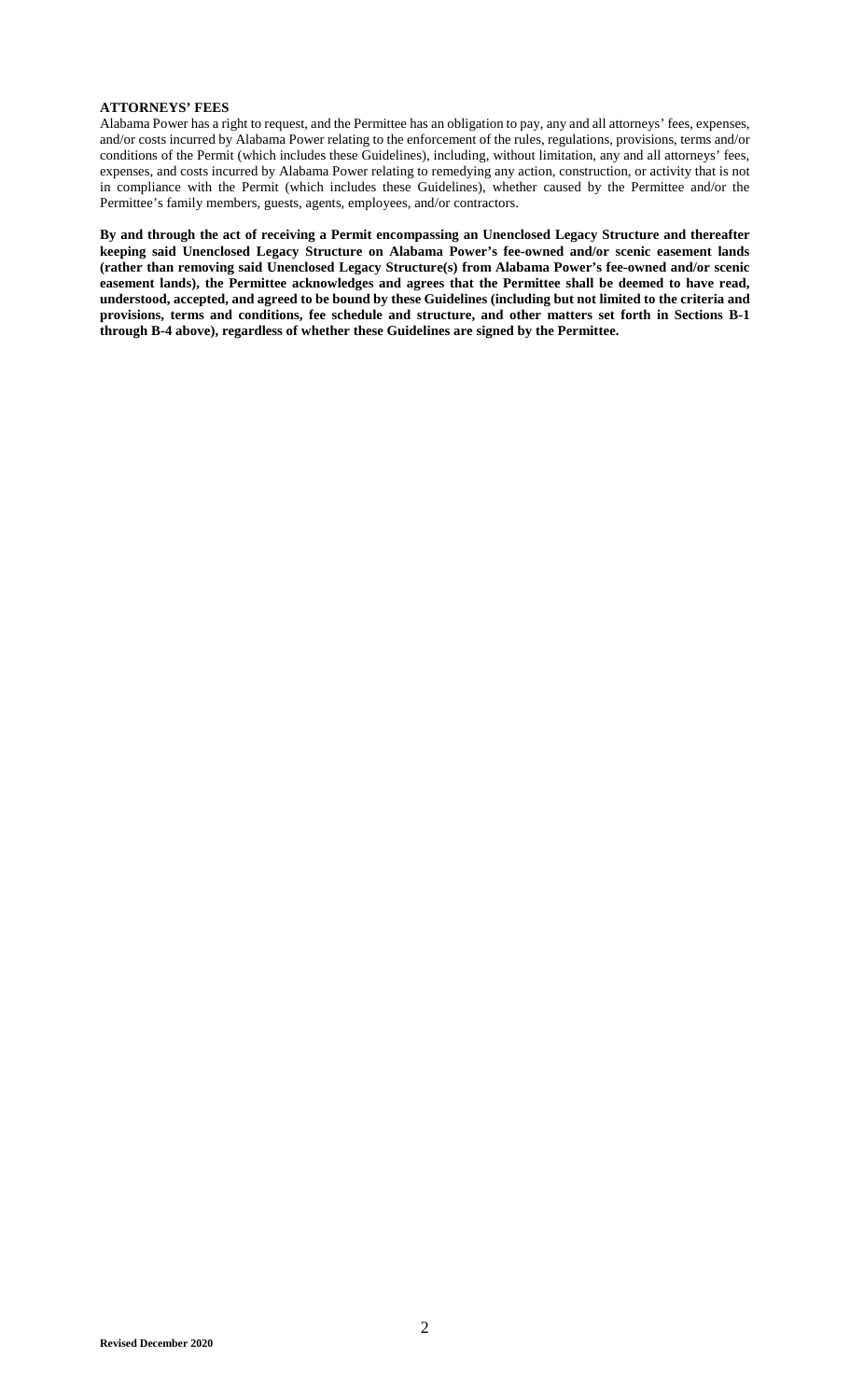**ATTORNEYS' FEES**

Alabama Power has a right to request, and the Permittee has an obligation to pay, any and all attorneys' fees, expenses, and/or costs incurred by Alabama Power relating to the enforcement of the rules, regulations, provisions, terms and/or conditions of the Permit (which includes these Guidelines), including, without limitation, any and all attorneys' fees, expenses, and costs incurred by Alabama Power relating to remedying any action, construction, or activity that is not in compliance with the Permit (which includes these Guidelines), whether caused by the Permittee and/or the Permittee's family members, guests, agents, employees, and/or contractors.

**By and through the act of receiving a Permit encompassing an Unenclosed Legacy Structure and thereafter keeping said Unenclosed Legacy Structure on Alabama Power's fee-owned and/or scenic easement lands (rather than removing said Unenclosed Legacy Structure(s) from Alabama Power's fee-owned and/or scenic easement lands), the Permittee acknowledges and agrees that the Permittee shall be deemed to have read, understood, accepted, and agreed to be bound by these Guidelines (including but not limited to the criteria and provisions, terms and conditions, fee schedule and structure, and other matters set forth in Sections B-1 through B-4 above), regardless of whether these Guidelines are signed by the Permittee.**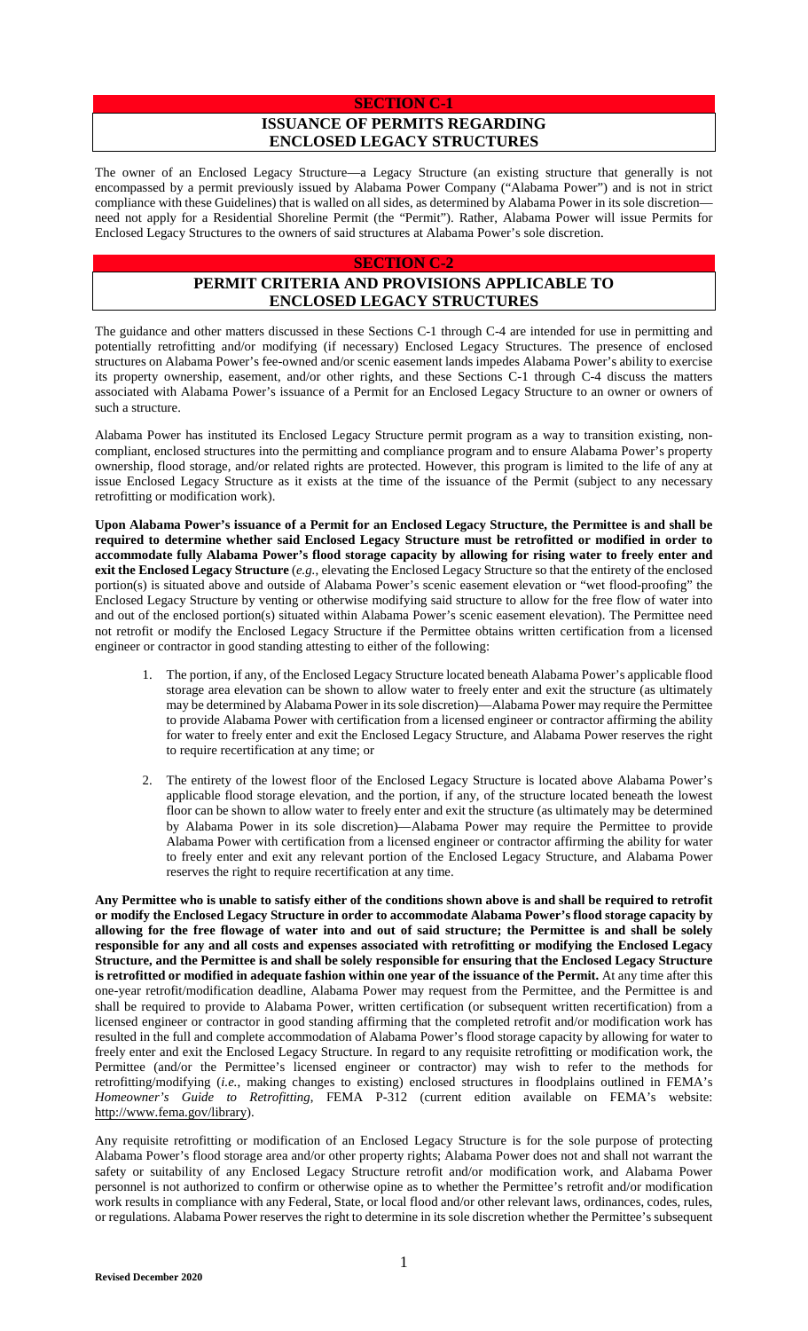## SECTION C-1

## ISSUANCE OF PERMITS REGARDING ENCLOSED LEGACY STRUCTURES

The owner of an Enclosed Legacy Structure—a Legacy Structure (an existing structure that generally is not encompassed by a permit previously issued by Alabama Power Company ("Alabama Power") and is not in strict compliance with these Guidelines) that is walled on all sides, as determined by Alabama Power in its sole discretion—need not apply for a Residential Shoreline Permit (the "Permit"). Rather, Alabama Power will issue Permits for Enclosed Legacy Structures to the owners of said structures at Alabama Power's sole discretion.

## SECTION C-2

## PERMIT CRITERIA AND PROVISIONS APPLICABLE TO ENCLOSED LEGACY STRUCTURES

The guidance and other matters discussed in these Sections C-1 through C-4 are intended for use in permitting and potentially retrofitting and/or modifying (if necessary) Enclosed Legacy Structures. The presence of enclosed structures on Alabama Power's fee-owned and/or scenic easement lands impedes Alabama Power's ability to exercise its property ownership, easement, and/or other rights, and these Sections C-1 through C-4 discuss the matters associated with Alabama Power's issuance of a Permit for an Enclosed Legacy Structure to an owner or owners of such a structure.

Alabama Power has instituted its Enclosed Legacy Structure permit program as a way to transition existing, non-compliant, enclosed structures into the permitting and compliance program and to ensure Alabama Power's property ownership, flood storage, and/or related rights are protected. However, this program is limited to the life of any at issue Enclosed Legacy Structure as it exists at the time of the issuance of the Permit (subject to any necessary retrofitting or modification work).

**Upon Alabama Power's issuance of a Permit for an Enclosed Legacy Structure, the Permittee is and shall be required to determine whether said Enclosed Legacy Structure must be retrofitted or modified in order to accommodate fully Alabama Power's flood storage capacity by allowing for rising water to freely enter and exit the Enclosed Legacy Structure** (*e.g.*, elevating the Enclosed Legacy Structure so that the entirety of the enclosed portion(s) is situated above and outside of Alabama Power's scenic easement elevation or "wet flood-proofing" the Enclosed Legacy Structure by venting or otherwise modifying said structure to allow for the free flow of water into and out of the enclosed portion(s) situated within Alabama Power's scenic easement elevation). The Permittee need not retrofit or modify the Enclosed Legacy Structure if the Permittee obtains written certification from a licensed engineer or contractor in good standing attesting to either of the following:

1. The portion, if any, of the Enclosed Legacy Structure located beneath Alabama Power's applicable flood storage area elevation can be shown to allow water to freely enter and exit the structure (as ultimately may be determined by Alabama Power in its sole discretion)—Alabama Power may require the Permittee to provide Alabama Power with certification from a licensed engineer or contractor affirming the ability for water to freely enter and exit the Enclosed Legacy Structure, and Alabama Power reserves the right to require recertification at any time; or

2. The entirety of the lowest floor of the Enclosed Legacy Structure is located above Alabama Power's applicable flood storage elevation, and the portion, if any, of the structure located beneath the lowest floor can be shown to allow water to freely enter and exit the structure (as ultimately may be determined by Alabama Power in its sole discretion)—Alabama Power may require the Permittee to provide Alabama Power with certification from a licensed engineer or contractor affirming the ability for water to freely enter and exit any relevant portion of the Enclosed Legacy Structure, and Alabama Power reserves the right to require recertification at any time.

**Any Permittee who is unable to satisfy either of the conditions shown above is and shall be required to retrofit or modify the Enclosed Legacy Structure in order to accommodate Alabama Power's flood storage capacity by allowing for the free flowage of water into and out of said structure; the Permittee is and shall be solely responsible for any and all costs and expenses associated with retrofitting or modifying the Enclosed Legacy Structure, and the Permittee is and shall be solely responsible for ensuring that the Enclosed Legacy Structure is retrofitted or modified in adequate fashion within one year of the issuance of the Permit.** At any time after this one-year retrofit/modification deadline, Alabama Power may request from the Permittee, and the Permittee is and shall be required to provide to Alabama Power, written certification (or subsequent written recertification) from a licensed engineer or contractor in good standing affirming that the completed retrofit and/or modification work has resulted in the full and complete accommodation of Alabama Power's flood storage capacity by allowing for water to freely enter and exit the Enclosed Legacy Structure. In regard to any requisite retrofitting or modification work, the Permittee (and/or the Permittee's licensed engineer or contractor) may wish to refer to the methods for retrofitting/modifying (*i.e.*, making changes to existing) enclosed structures in floodplains outlined in FEMA's *Homeowner's Guide to Retrofitting*, FEMA P-312 (current edition available on FEMA's website: http://www.fema.gov/library).

Any requisite retrofitting or modification of an Enclosed Legacy Structure is for the sole purpose of protecting Alabama Power's flood storage area and/or other property rights; Alabama Power does not and shall not warrant the safety or suitability of any Enclosed Legacy Structure retrofit and/or modification work, and Alabama Power personnel is not authorized to confirm or otherwise opine as to whether the Permittee's retrofit and/or modification work results in compliance with any Federal, State, or local flood and/or other relevant laws, ordinances, codes, rules, or regulations. Alabama Power reserves the right to determine in its sole discretion whether the Permittee's subsequent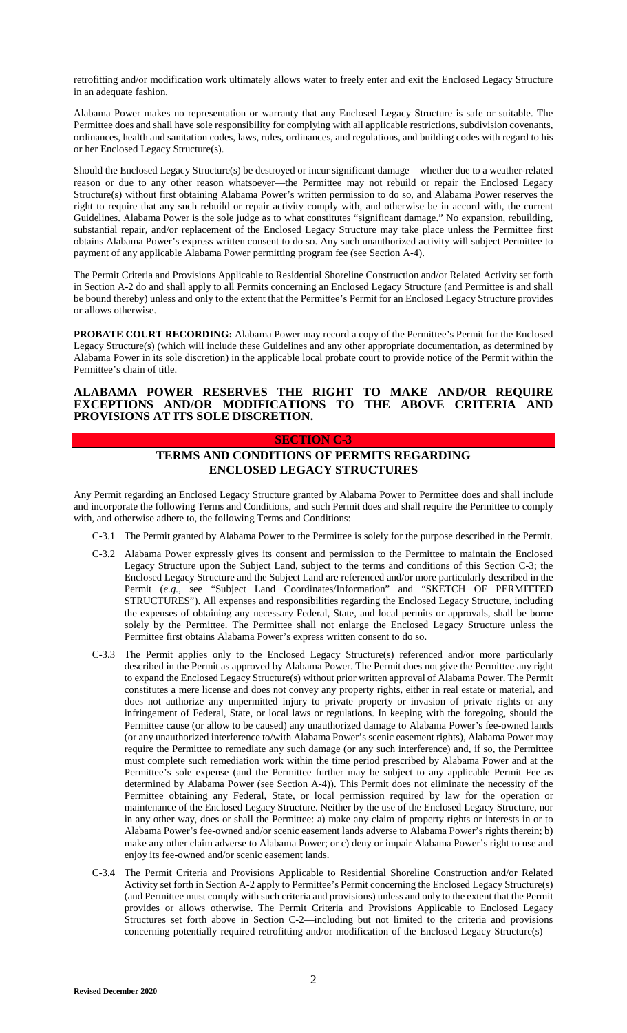retrofitting and/or modification work ultimately allows water to freely enter and exit the Enclosed Legacy Structure in an adequate fashion.

Alabama Power makes no representation or warranty that any Enclosed Legacy Structure is safe or suitable. The Permittee does and shall have sole responsibility for complying with all applicable restrictions, subdivision covenants, ordinances, health and sanitation codes, laws, rules, ordinances, and regulations, and building codes with regard to his or her Enclosed Legacy Structure(s).

Should the Enclosed Legacy Structure(s) be destroyed or incur significant damage—whether due to a weather-related reason or due to any other reason whatsoever—the Permittee may not rebuild or repair the Enclosed Legacy Structure(s) without first obtaining Alabama Power's written permission to do so, and Alabama Power reserves the right to require that any such rebuild or repair activity comply with, and otherwise be in accord with, the current Guidelines. Alabama Power is the sole judge as to what constitutes "significant damage." No expansion, rebuilding, substantial repair, and/or replacement of the Enclosed Legacy Structure may take place unless the Permittee first obtains Alabama Power's express written consent to do so. Any such unauthorized activity will subject Permittee to payment of any applicable Alabama Power permitting program fee (see Section A-4).

The Permit Criteria and Provisions Applicable to Residential Shoreline Construction and/or Related Activity set forth in Section A-2 do and shall apply to all Permits concerning an Enclosed Legacy Structure (and Permittee is and shall be bound thereby) unless and only to the extent that the Permittee's Permit for an Enclosed Legacy Structure provides or allows otherwise.

**PROBATE COURT RECORDING:** Alabama Power may record a copy of the Permittee's Permit for the Enclosed Legacy Structure(s) (which will include these Guidelines and any other appropriate documentation, as determined by Alabama Power in its sole discretion) in the applicable local probate court to provide notice of the Permit within the Permittee's chain of title.

**ALABAMA POWER RESERVES THE RIGHT TO MAKE AND/OR REQUIRE EXCEPTIONS AND/OR MODIFICATIONS TO THE ABOVE CRITERIA AND PROVISIONS AT ITS SOLE DISCRETION.**

## SECTION C-3

## TERMS AND CONDITIONS OF PERMITS REGARDING ENCLOSED LEGACY STRUCTURES

Any Permit regarding an Enclosed Legacy Structure granted by Alabama Power to Permittee does and shall include and incorporate the following Terms and Conditions, and such Permit does and shall require the Permittee to comply with, and otherwise adhere to, the following Terms and Conditions:

C-3.1 The Permit granted by Alabama Power to the Permittee is solely for the purpose described in the Permit.

C-3.2 Alabama Power expressly gives its consent and permission to the Permittee to maintain the Enclosed Legacy Structure upon the Subject Land, subject to the terms and conditions of this Section C-3; the Enclosed Legacy Structure and the Subject Land are referenced and/or more particularly described in the Permit (*e.g.*, see "Subject Land Coordinates/Information" and "SKETCH OF PERMITTED STRUCTURES"). All expenses and responsibilities regarding the Enclosed Legacy Structure, including the expenses of obtaining any necessary Federal, State, and local permits or approvals, shall be borne solely by the Permittee. The Permittee shall not enlarge the Enclosed Legacy Structure unless the Permittee first obtains Alabama Power's express written consent to do so.

C-3.3 The Permit applies only to the Enclosed Legacy Structure(s) referenced and/or more particularly described in the Permit as approved by Alabama Power. The Permit does not give the Permittee any right to expand the Enclosed Legacy Structure(s) without prior written approval of Alabama Power. The Permit constitutes a mere license and does not convey any property rights, either in real estate or material, and does not authorize any unpermitted injury to private property or invasion of private rights or any infringement of Federal, State, or local laws or regulations. In keeping with the foregoing, should the Permittee cause (or allow to be caused) any unauthorized damage to Alabama Power's fee-owned lands (or any unauthorized interference to/with Alabama Power's scenic easement rights), Alabama Power may require the Permittee to remediate any such damage (or any such interference) and, if so, the Permittee must complete such remediation work within the time period prescribed by Alabama Power and at the Permittee's sole expense (and the Permittee further may be subject to any applicable Permit Fee as determined by Alabama Power (see Section A-4)). This Permit does not eliminate the necessity of the Permittee obtaining any Federal, State, or local permission required by law for the operation or maintenance of the Enclosed Legacy Structure. Neither by the use of the Enclosed Legacy Structure, nor in any other way, does or shall the Permittee: a) make any claim of property rights or interests in or to Alabama Power's fee-owned and/or scenic easement lands adverse to Alabama Power's rights therein; b) make any other claim adverse to Alabama Power; or c) deny or impair Alabama Power's right to use and enjoy its fee-owned and/or scenic easement lands.

C-3.4 The Permit Criteria and Provisions Applicable to Residential Shoreline Construction and/or Related Activity set forth in Section A-2 apply to Permittee's Permit concerning the Enclosed Legacy Structure(s) (and Permittee must comply with such criteria and provisions) unless and only to the extent that the Permit provides or allows otherwise. The Permit Criteria and Provisions Applicable to Enclosed Legacy Structures set forth above in Section C-2—including but not limited to the criteria and provisions concerning potentially required retrofitting and/or modification of the Enclosed Legacy Structure(s)—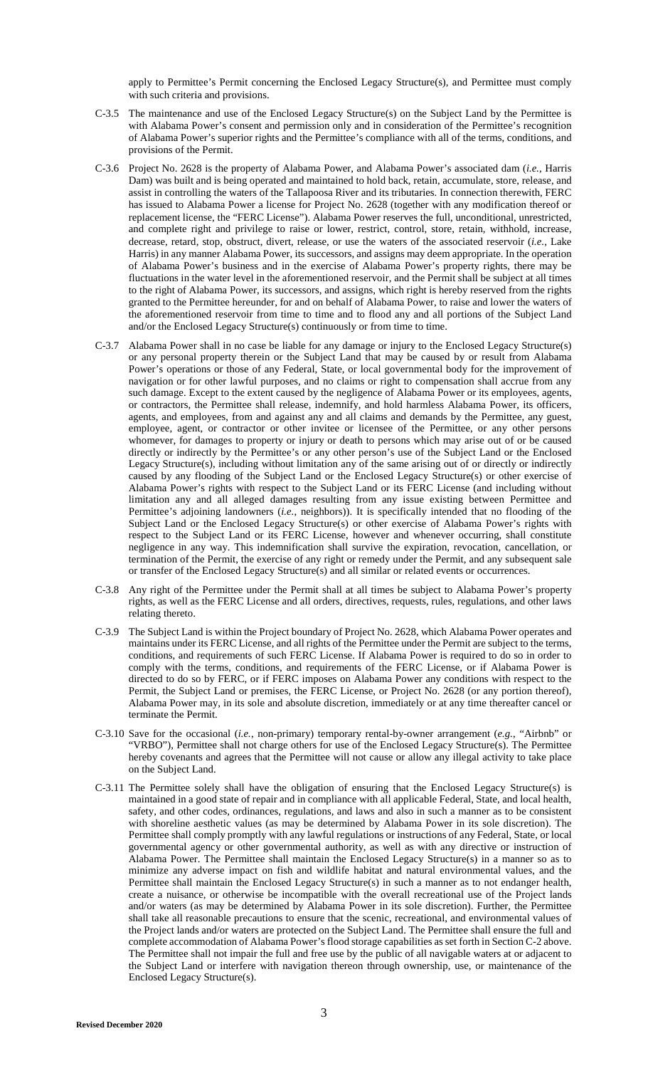apply to Permittee's Permit concerning the Enclosed Legacy Structure(s), and Permittee must comply with such criteria and provisions.

C-3.5 The maintenance and use of the Enclosed Legacy Structure(s) on the Subject Land by the Permittee is with Alabama Power's consent and permission only and in consideration of the Permittee's recognition of Alabama Power's superior rights and the Permittee's compliance with all of the terms, conditions, and provisions of the Permit.

C-3.6 Project No. 2628 is the property of Alabama Power, and Alabama Power's associated dam (*i.e.*, Harris Dam) was built and is being operated and maintained to hold back, retain, accumulate, store, release, and assist in controlling the waters of the Tallapoosa River and its tributaries. In connection therewith, FERC has issued to Alabama Power a license for Project No. 2628 (together with any modification thereof or replacement license, the "FERC License"). Alabama Power reserves the full, unconditional, unrestricted, and complete right and privilege to raise or lower, restrict, control, store, retain, withhold, increase, decrease, retard, stop, obstruct, divert, release, or use the waters of the associated reservoir (*i.e.*, Lake Harris) in any manner Alabama Power, its successors, and assigns may deem appropriate. In the operation of Alabama Power's business and in the exercise of Alabama Power's property rights, there may be fluctuations in the water level in the aforementioned reservoir, and the Permit shall be subject at all times to the right of Alabama Power, its successors, and assigns, which right is hereby reserved from the rights granted to the Permittee hereunder, for and on behalf of Alabama Power, to raise and lower the waters of the aforementioned reservoir from time to time and to flood any and all portions of the Subject Land and/or the Enclosed Legacy Structure(s) continuously or from time to time.

C-3.7 Alabama Power shall in no case be liable for any damage or injury to the Enclosed Legacy Structure(s) or any personal property therein or the Subject Land that may be caused by or result from Alabama Power's operations or those of any Federal, State, or local governmental body for the improvement of navigation or for other lawful purposes, and no claims or right to compensation shall accrue from any such damage. Except to the extent caused by the negligence of Alabama Power or its employees, agents, or contractors, the Permittee shall release, indemnify, and hold harmless Alabama Power, its officers, agents, and employees, from and against any and all claims and demands by the Permittee, any guest, employee, agent, or contractor or other invitee or licensee of the Permittee, or any other persons whomever, for damages to property or injury or death to persons which may arise out of or be caused directly or indirectly by the Permittee's or any other person's use of the Subject Land or the Enclosed Legacy Structure(s), including without limitation any of the same arising out of or directly or indirectly caused by any flooding of the Subject Land or the Enclosed Legacy Structure(s) or other exercise of Alabama Power's rights with respect to the Subject Land or its FERC License (and including without limitation any and all alleged damages resulting from any issue existing between Permittee and Permittee's adjoining landowners (*i.e.*, neighbors)). It is specifically intended that no flooding of the Subject Land or the Enclosed Legacy Structure(s) or other exercise of Alabama Power's rights with respect to the Subject Land or its FERC License, however and whenever occurring, shall constitute negligence in any way. This indemnification shall survive the expiration, revocation, cancellation, or termination of the Permit, the exercise of any right or remedy under the Permit, and any subsequent sale or transfer of the Enclosed Legacy Structure(s) and all similar or related events or occurrences.

C-3.8 Any right of the Permittee under the Permit shall at all times be subject to Alabama Power's property rights, as well as the FERC License and all orders, directives, requests, rules, regulations, and other laws relating thereto.

C-3.9 The Subject Land is within the Project boundary of Project No. 2628, which Alabama Power operates and maintains under its FERC License, and all rights of the Permittee under the Permit are subject to the terms, conditions, and requirements of such FERC License. If Alabama Power is required to do so in order to comply with the terms, conditions, and requirements of the FERC License, or if Alabama Power is directed to do so by FERC, or if FERC imposes on Alabama Power any conditions with respect to the Permit, the Subject Land or premises, the FERC License, or Project No. 2628 (or any portion thereof), Alabama Power may, in its sole and absolute discretion, immediately or at any time thereafter cancel or terminate the Permit.

C-3.10 Save for the occasional (*i.e.*, non-primary) temporary rental-by-owner arrangement (*e.g.*, "Airbnb" or "VRBO"), Permittee shall not charge others for use of the Enclosed Legacy Structure(s). The Permittee hereby covenants and agrees that the Permittee will not cause or allow any illegal activity to take place on the Subject Land.

C-3.11 The Permittee solely shall have the obligation of ensuring that the Enclosed Legacy Structure(s) is maintained in a good state of repair and in compliance with all applicable Federal, State, and local health, safety, and other codes, ordinances, regulations, and laws and also in such a manner as to be consistent with shoreline aesthetic values (as may be determined by Alabama Power in its sole discretion). The Permittee shall comply promptly with any lawful regulations or instructions of any Federal, State, or local governmental agency or other governmental authority, as well as with any directive or instruction of Alabama Power. The Permittee shall maintain the Enclosed Legacy Structure(s) in a manner so as to minimize any adverse impact on fish and wildlife habitat and natural environmental values, and the Permittee shall maintain the Enclosed Legacy Structure(s) in such a manner as to not endanger health, create a nuisance, or otherwise be incompatible with the overall recreational use of the Project lands and/or waters (as may be determined by Alabama Power in its sole discretion). Further, the Permittee shall take all reasonable precautions to ensure that the scenic, recreational, and environmental values of the Project lands and/or waters are protected on the Subject Land. The Permittee shall ensure the full and complete accommodation of Alabama Power's flood storage capabilities as set forth in Section C-2 above. The Permittee shall not impair the full and free use by the public of all navigable waters at or adjacent to the Subject Land or interfere with navigation thereon through ownership, use, or maintenance of the Enclosed Legacy Structure(s).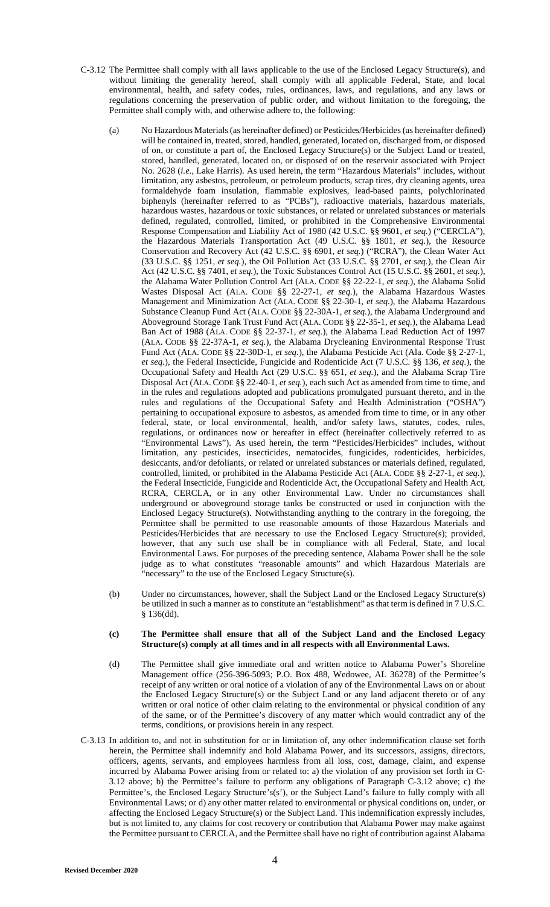C-3.12 The Permittee shall comply with all laws applicable to the use of the Enclosed Legacy Structure(s), and without limiting the generality hereof, shall comply with all applicable Federal, State, and local environmental, health, and safety codes, rules, ordinances, laws, and regulations, and any laws or regulations concerning the preservation of public order, and without limitation to the foregoing, the Permittee shall comply with, and otherwise adhere to, the following:

(a) No Hazardous Materials (as hereinafter defined) or Pesticides/Herbicides (as hereinafter defined) will be contained in, treated, stored, handled, generated, located on, discharged from, or disposed of on, or constitute a part of, the Enclosed Legacy Structure(s) or the Subject Land or treated, stored, handled, generated, located on, or disposed of on the reservoir associated with Project No. 2628 (*i.e.*, Lake Harris). As used herein, the term "Hazardous Materials" includes, without limitation, any asbestos, petroleum, or petroleum products, scrap tires, dry cleaning agents, urea formaldehyde foam insulation, flammable explosives, lead-based paints, polychlorinated biphenyls (hereinafter referred to as "PCBs"), radioactive materials, hazardous materials, hazardous wastes, hazardous or toxic substances, or related or unrelated substances or materials defined, regulated, controlled, limited, or prohibited in the Comprehensive Environmental Response Compensation and Liability Act of 1980 (42 U.S.C. §§ 9601, *et seq.*) ("CERCLA"), the Hazardous Materials Transportation Act (49 U.S.C. §§ 1801, *et seq.*), the Resource Conservation and Recovery Act (42 U.S.C. §§ 6901, *et seq.*) ("RCRA"), the Clean Water Act (33 U.S.C. §§ 1251, *et seq.*), the Oil Pollution Act (33 U.S.C. §§ 2701, *et seq.*), the Clean Air Act (42 U.S.C. §§ 7401, *et seq.*), the Toxic Substances Control Act (15 U.S.C. §§ 2601, *et seq.*), the Alabama Water Pollution Control Act (ALA. CODE §§ 22-22-1, *et seq.*), the Alabama Solid Wastes Disposal Act (ALA. CODE §§ 22-27-1, *et seq.*), the Alabama Hazardous Wastes Management and Minimization Act (ALA. CODE §§ 22-30-1, *et seq.*), the Alabama Hazardous Substance Cleanup Fund Act (ALA. CODE §§ 22-30A-1, *et seq.*), the Alabama Underground and Aboveground Storage Tank Trust Fund Act (ALA. CODE §§ 22-35-1, *et seq.*), the Alabama Lead Ban Act of 1988 (ALA. CODE §§ 22-37-1, *et seq.*), the Alabama Lead Reduction Act of 1997 (ALA. CODE §§ 22-37A-1, *et seq.*), the Alabama Drycleaning Environmental Response Trust Fund Act (ALA. CODE §§ 22-30D-1, *et seq.*), the Alabama Pesticide Act (Ala. Code §§ 2-27-1, *et seq.*), the Federal Insecticide, Fungicide and Rodenticide Act (7 U.S.C. §§ 136, *et seq.*), the Occupational Safety and Health Act (29 U.S.C. §§ 651, *et seq.*), and the Alabama Scrap Tire Disposal Act (ALA. CODE §§ 22-40-1, *et seq.*), each such Act as amended from time to time, and in the rules and regulations adopted and publications promulgated pursuant thereto, and in the rules and regulations of the Occupational Safety and Health Administration ("OSHA") pertaining to occupational exposure to asbestos, as amended from time to time, or in any other federal, state, or local environmental, health, and/or safety laws, statutes, codes, rules, regulations, or ordinances now or hereafter in effect (hereinafter collectively referred to as "Environmental Laws"). As used herein, the term "Pesticides/Herbicides" includes, without limitation, any pesticides, insecticides, nematocides, fungicides, rodenticides, herbicides, desiccants, and/or defoliants, or related or unrelated substances or materials defined, regulated, controlled, limited, or prohibited in the Alabama Pesticide Act (ALA. CODE §§ 2-27-1, *et seq.*), the Federal Insecticide, Fungicide and Rodenticide Act, the Occupational Safety and Health Act, RCRA, CERCLA, or in any other Environmental Law. Under no circumstances shall underground or aboveground storage tanks be constructed or used in conjunction with the Enclosed Legacy Structure(s). Notwithstanding anything to the contrary in the foregoing, the Permittee shall be permitted to use reasonable amounts of those Hazardous Materials and Pesticides/Herbicides that are necessary to use the Enclosed Legacy Structure(s); provided, however, that any such use shall be in compliance with all Federal, State, and local Environmental Laws. For purposes of the preceding sentence, Alabama Power shall be the sole judge as to what constitutes "reasonable amounts" and which Hazardous Materials are "necessary" to the use of the Enclosed Legacy Structure(s).

(b) Under no circumstances, however, shall the Subject Land or the Enclosed Legacy Structure(s) be utilized in such a manner as to constitute an "establishment" as that term is defined in 7 U.S.C. § 136(dd).

**(c) The Permittee shall ensure that all of the Subject Land and the Enclosed Legacy Structure(s) comply at all times and in all respects with all Environmental Laws.**

(d) The Permittee shall give immediate oral and written notice to Alabama Power's Shoreline Management office (256-396-5093; P.O. Box 488, Wedowee, AL 36278) of the Permittee's receipt of any written or oral notice of a violation of any of the Environmental Laws on or about the Enclosed Legacy Structure(s) or the Subject Land or any land adjacent thereto or of any written or oral notice of other claim relating to the environmental or physical condition of any of the same, or of the Permittee's discovery of any matter which would contradict any of the terms, conditions, or provisions herein in any respect.

C-3.13 In addition to, and not in substitution for or in limitation of, any other indemnification clause set forth herein, the Permittee shall indemnify and hold Alabama Power, and its successors, assigns, directors, officers, agents, servants, and employees harmless from all loss, cost, damage, claim, and expense incurred by Alabama Power arising from or related to: a) the violation of any provision set forth in C-3.12 above; b) the Permittee's failure to perform any obligations of Paragraph C-3.12 above; c) the Permittee's, the Enclosed Legacy Structure's(s'), or the Subject Land's failure to fully comply with all Environmental Laws; or d) any other matter related to environmental or physical conditions on, under, or affecting the Enclosed Legacy Structure(s) or the Subject Land. This indemnification expressly includes, but is not limited to, any claims for cost recovery or contribution that Alabama Power may make against the Permittee pursuant to CERCLA, and the Permittee shall have no right of contribution against Alabama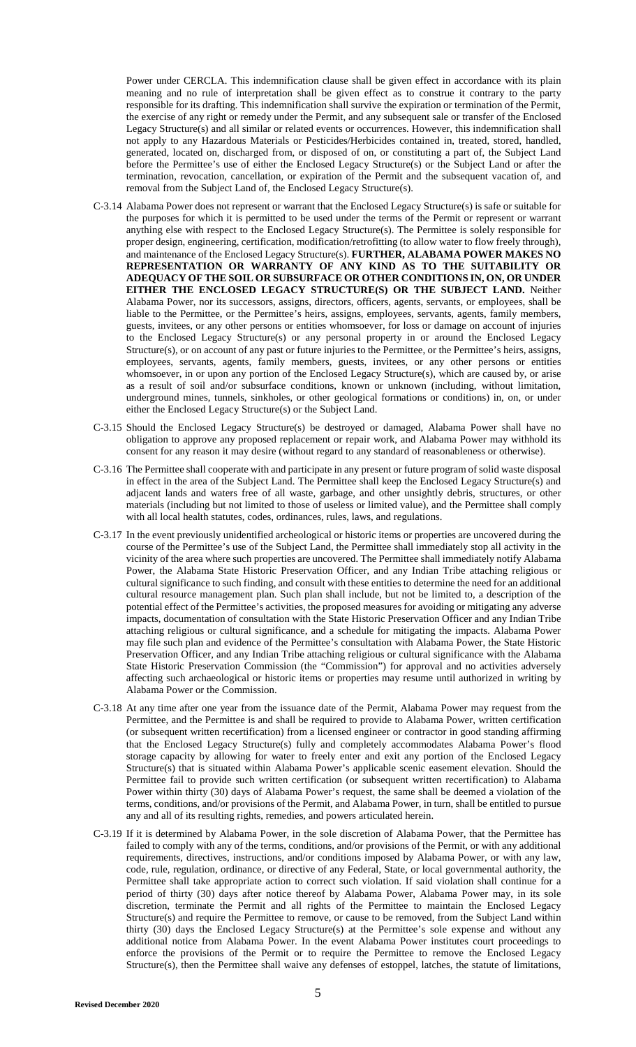Power under CERCLA. This indemnification clause shall be given effect in accordance with its plain meaning and no rule of interpretation shall be given effect as to construe it contrary to the party responsible for its drafting. This indemnification shall survive the expiration or termination of the Permit, the exercise of any right or remedy under the Permit, and any subsequent sale or transfer of the Enclosed Legacy Structure(s) and all similar or related events or occurrences. However, this indemnification shall not apply to any Hazardous Materials or Pesticides/Herbicides contained in, treated, stored, handled, generated, located on, discharged from, or disposed of on, or constituting a part of, the Subject Land before the Permittee's use of either the Enclosed Legacy Structure(s) or the Subject Land or after the termination, revocation, cancellation, or expiration of the Permit and the subsequent vacation of, and removal from the Subject Land of, the Enclosed Legacy Structure(s).

C-3.14 Alabama Power does not represent or warrant that the Enclosed Legacy Structure(s) is safe or suitable for the purposes for which it is permitted to be used under the terms of the Permit or represent or warrant anything else with respect to the Enclosed Legacy Structure(s). The Permittee is solely responsible for proper design, engineering, certification, modification/retrofitting (to allow water to flow freely through), and maintenance of the Enclosed Legacy Structure(s). **FURTHER, ALABAMA POWER MAKES NO REPRESENTATION OR WARRANTY OF ANY KIND AS TO THE SUITABILITY OR ADEQUACY OF THE SOIL OR SUBSURFACE OR OTHER CONDITIONS IN, ON, OR UNDER EITHER THE ENCLOSED LEGACY STRUCTURE(S) OR THE SUBJECT LAND.** Neither Alabama Power, nor its successors, assigns, directors, officers, agents, servants, or employees, shall be liable to the Permittee, or the Permittee's heirs, assigns, employees, servants, agents, family members, guests, invitees, or any other persons or entities whomsoever, for loss or damage on account of injuries to the Enclosed Legacy Structure(s) or any personal property in or around the Enclosed Legacy Structure(s), or on account of any past or future injuries to the Permittee, or the Permittee's heirs, assigns, employees, servants, agents, family members, guests, invitees, or any other persons or entities whomsoever, in or upon any portion of the Enclosed Legacy Structure(s), which are caused by, or arise as a result of soil and/or subsurface conditions, known or unknown (including, without limitation, underground mines, tunnels, sinkholes, or other geological formations or conditions) in, on, or under either the Enclosed Legacy Structure(s) or the Subject Land.

C-3.15 Should the Enclosed Legacy Structure(s) be destroyed or damaged, Alabama Power shall have no obligation to approve any proposed replacement or repair work, and Alabama Power may withhold its consent for any reason it may desire (without regard to any standard of reasonableness or otherwise).

C-3.16 The Permittee shall cooperate with and participate in any present or future program of solid waste disposal in effect in the area of the Subject Land. The Permittee shall keep the Enclosed Legacy Structure(s) and adjacent lands and waters free of all waste, garbage, and other unsightly debris, structures, or other materials (including but not limited to those of useless or limited value), and the Permittee shall comply with all local health statutes, codes, ordinances, rules, laws, and regulations.

C-3.17 In the event previously unidentified archeological or historic items or properties are uncovered during the course of the Permittee's use of the Subject Land, the Permittee shall immediately stop all activity in the vicinity of the area where such properties are uncovered. The Permittee shall immediately notify Alabama Power, the Alabama State Historic Preservation Officer, and any Indian Tribe attaching religious or cultural significance to such finding, and consult with these entities to determine the need for an additional cultural resource management plan. Such plan shall include, but not be limited to, a description of the potential effect of the Permittee's activities, the proposed measures for avoiding or mitigating any adverse impacts, documentation of consultation with the State Historic Preservation Officer and any Indian Tribe attaching religious or cultural significance, and a schedule for mitigating the impacts. Alabama Power may file such plan and evidence of the Permittee's consultation with Alabama Power, the State Historic Preservation Officer, and any Indian Tribe attaching religious or cultural significance with the Alabama State Historic Preservation Commission (the "Commission") for approval and no activities adversely affecting such archaeological or historic items or properties may resume until authorized in writing by Alabama Power or the Commission.

C-3.18 At any time after one year from the issuance date of the Permit, Alabama Power may request from the Permittee, and the Permittee is and shall be required to provide to Alabama Power, written certification (or subsequent written recertification) from a licensed engineer or contractor in good standing affirming that the Enclosed Legacy Structure(s) fully and completely accommodates Alabama Power's flood storage capacity by allowing for water to freely enter and exit any portion of the Enclosed Legacy Structure(s) that is situated within Alabama Power's applicable scenic easement elevation. Should the Permittee fail to provide such written certification (or subsequent written recertification) to Alabama Power within thirty (30) days of Alabama Power's request, the same shall be deemed a violation of the terms, conditions, and/or provisions of the Permit, and Alabama Power, in turn, shall be entitled to pursue any and all of its resulting rights, remedies, and powers articulated herein.

C-3.19 If it is determined by Alabama Power, in the sole discretion of Alabama Power, that the Permittee has failed to comply with any of the terms, conditions, and/or provisions of the Permit, or with any additional requirements, directives, instructions, and/or conditions imposed by Alabama Power, or with any law, code, rule, regulation, ordinance, or directive of any Federal, State, or local governmental authority, the Permittee shall take appropriate action to correct such violation. If said violation shall continue for a period of thirty (30) days after notice thereof by Alabama Power, Alabama Power may, in its sole discretion, terminate the Permit and all rights of the Permittee to maintain the Enclosed Legacy Structure(s) and require the Permittee to remove, or cause to be removed, from the Subject Land within thirty (30) days the Enclosed Legacy Structure(s) at the Permittee's sole expense and without any additional notice from Alabama Power. In the event Alabama Power institutes court proceedings to enforce the provisions of the Permit or to require the Permittee to remove the Enclosed Legacy Structure(s), then the Permittee shall waive any defenses of estoppel, latches, the statute of limitations,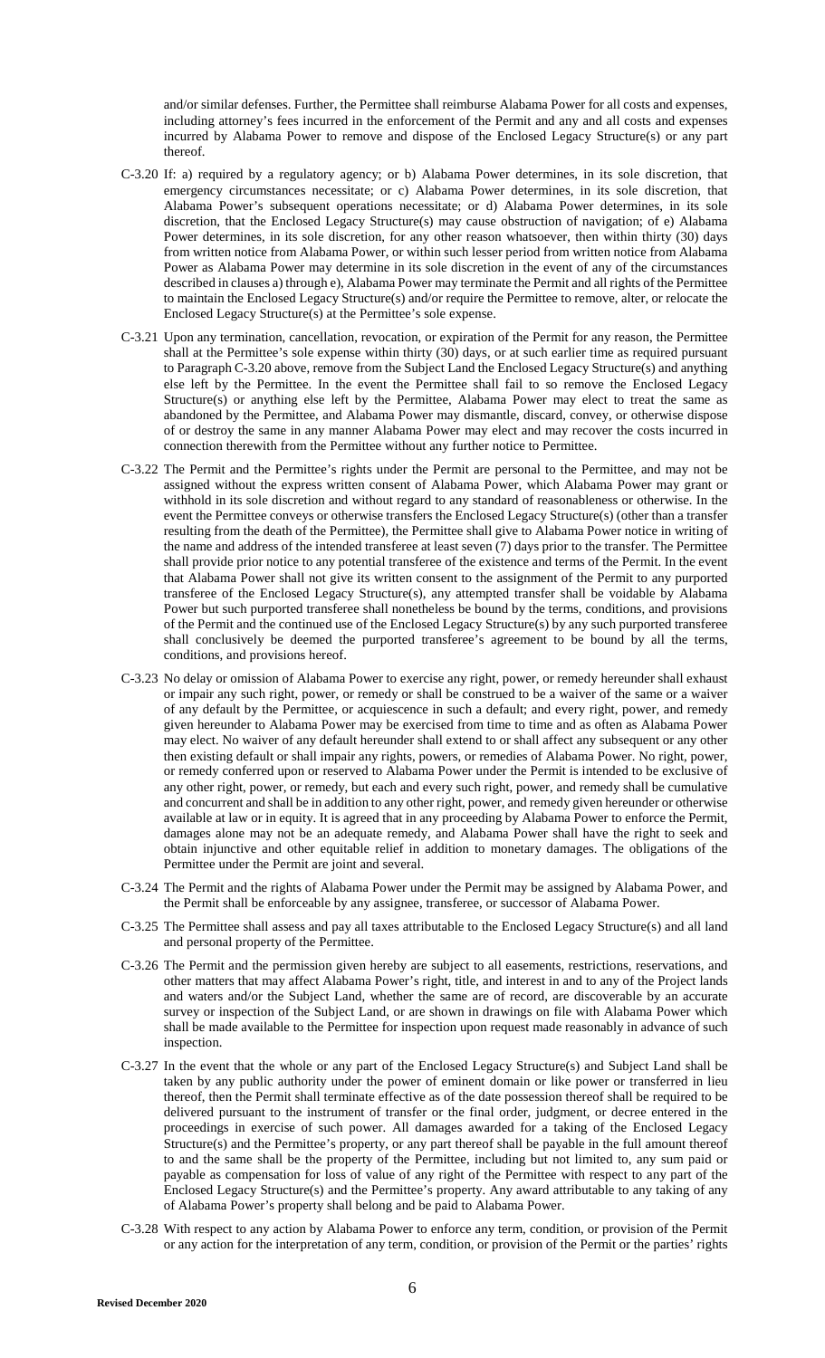and/or similar defenses. Further, the Permittee shall reimburse Alabama Power for all costs and expenses, including attorney's fees incurred in the enforcement of the Permit and any and all costs and expenses incurred by Alabama Power to remove and dispose of the Enclosed Legacy Structure(s) or any part thereof.

C-3.20 If: a) required by a regulatory agency; or b) Alabama Power determines, in its sole discretion, that emergency circumstances necessitate; or c) Alabama Power determines, in its sole discretion, that Alabama Power's subsequent operations necessitate; or d) Alabama Power determines, in its sole discretion, that the Enclosed Legacy Structure(s) may cause obstruction of navigation; of e) Alabama Power determines, in its sole discretion, for any other reason whatsoever, then within thirty (30) days from written notice from Alabama Power, or within such lesser period from written notice from Alabama Power as Alabama Power may determine in its sole discretion in the event of any of the circumstances described in clauses a) through e), Alabama Power may terminate the Permit and all rights of the Permittee to maintain the Enclosed Legacy Structure(s) and/or require the Permittee to remove, alter, or relocate the Enclosed Legacy Structure(s) at the Permittee's sole expense.

C-3.21 Upon any termination, cancellation, revocation, or expiration of the Permit for any reason, the Permittee shall at the Permittee's sole expense within thirty (30) days, or at such earlier time as required pursuant to Paragraph C-3.20 above, remove from the Subject Land the Enclosed Legacy Structure(s) and anything else left by the Permittee. In the event the Permittee shall fail to so remove the Enclosed Legacy Structure(s) or anything else left by the Permittee, Alabama Power may elect to treat the same as abandoned by the Permittee, and Alabama Power may dismantle, discard, convey, or otherwise dispose of or destroy the same in any manner Alabama Power may elect and may recover the costs incurred in connection therewith from the Permittee without any further notice to Permittee.

C-3.22 The Permit and the Permittee's rights under the Permit are personal to the Permittee, and may not be assigned without the express written consent of Alabama Power, which Alabama Power may grant or withhold in its sole discretion and without regard to any standard of reasonableness or otherwise. In the event the Permittee conveys or otherwise transfers the Enclosed Legacy Structure(s) (other than a transfer resulting from the death of the Permittee), the Permittee shall give to Alabama Power notice in writing of the name and address of the intended transferee at least seven (7) days prior to the transfer. The Permittee shall provide prior notice to any potential transferee of the existence and terms of the Permit. In the event that Alabama Power shall not give its written consent to the assignment of the Permit to any purported transferee of the Enclosed Legacy Structure(s), any attempted transfer shall be voidable by Alabama Power but such purported transferee shall nonetheless be bound by the terms, conditions, and provisions of the Permit and the continued use of the Enclosed Legacy Structure(s) by any such purported transferee shall conclusively be deemed the purported transferee's agreement to be bound by all the terms, conditions, and provisions hereof.

C-3.23 No delay or omission of Alabama Power to exercise any right, power, or remedy hereunder shall exhaust or impair any such right, power, or remedy or shall be construed to be a waiver of the same or a waiver of any default by the Permittee, or acquiescence in such a default; and every right, power, and remedy given hereunder to Alabama Power may be exercised from time to time and as often as Alabama Power may elect. No waiver of any default hereunder shall extend to or shall affect any subsequent or any other then existing default or shall impair any rights, powers, or remedies of Alabama Power. No right, power, or remedy conferred upon or reserved to Alabama Power under the Permit is intended to be exclusive of any other right, power, or remedy, but each and every such right, power, and remedy shall be cumulative and concurrent and shall be in addition to any other right, power, and remedy given hereunder or otherwise available at law or in equity. It is agreed that in any proceeding by Alabama Power to enforce the Permit, damages alone may not be an adequate remedy, and Alabama Power shall have the right to seek and obtain injunctive and other equitable relief in addition to monetary damages. The obligations of the Permittee under the Permit are joint and several.

C-3.24 The Permit and the rights of Alabama Power under the Permit may be assigned by Alabama Power, and the Permit shall be enforceable by any assignee, transferee, or successor of Alabama Power.

C-3.25 The Permittee shall assess and pay all taxes attributable to the Enclosed Legacy Structure(s) and all land and personal property of the Permittee.

C-3.26 The Permit and the permission given hereby are subject to all easements, restrictions, reservations, and other matters that may affect Alabama Power's right, title, and interest in and to any of the Project lands and waters and/or the Subject Land, whether the same are of record, are discoverable by an accurate survey or inspection of the Subject Land, or are shown in drawings on file with Alabama Power which shall be made available to the Permittee for inspection upon request made reasonably in advance of such inspection.

C-3.27 In the event that the whole or any part of the Enclosed Legacy Structure(s) and Subject Land shall be taken by any public authority under the power of eminent domain or like power or transferred in lieu thereof, then the Permit shall terminate effective as of the date possession thereof shall be required to be delivered pursuant to the instrument of transfer or the final order, judgment, or decree entered in the proceedings in exercise of such power. All damages awarded for a taking of the Enclosed Legacy Structure(s) and the Permittee's property, or any part thereof shall be payable in the full amount thereof to and the same shall be the property of the Permittee, including but not limited to, any sum paid or payable as compensation for loss of value of any right of the Permittee with respect to any part of the Enclosed Legacy Structure(s) and the Permittee's property. Any award attributable to any taking of any of Alabama Power's property shall belong and be paid to Alabama Power.

C-3.28 With respect to any action by Alabama Power to enforce any term, condition, or provision of the Permit or any action for the interpretation of any term, condition, or provision of the Permit or the parties' rights

**Revised December 2020**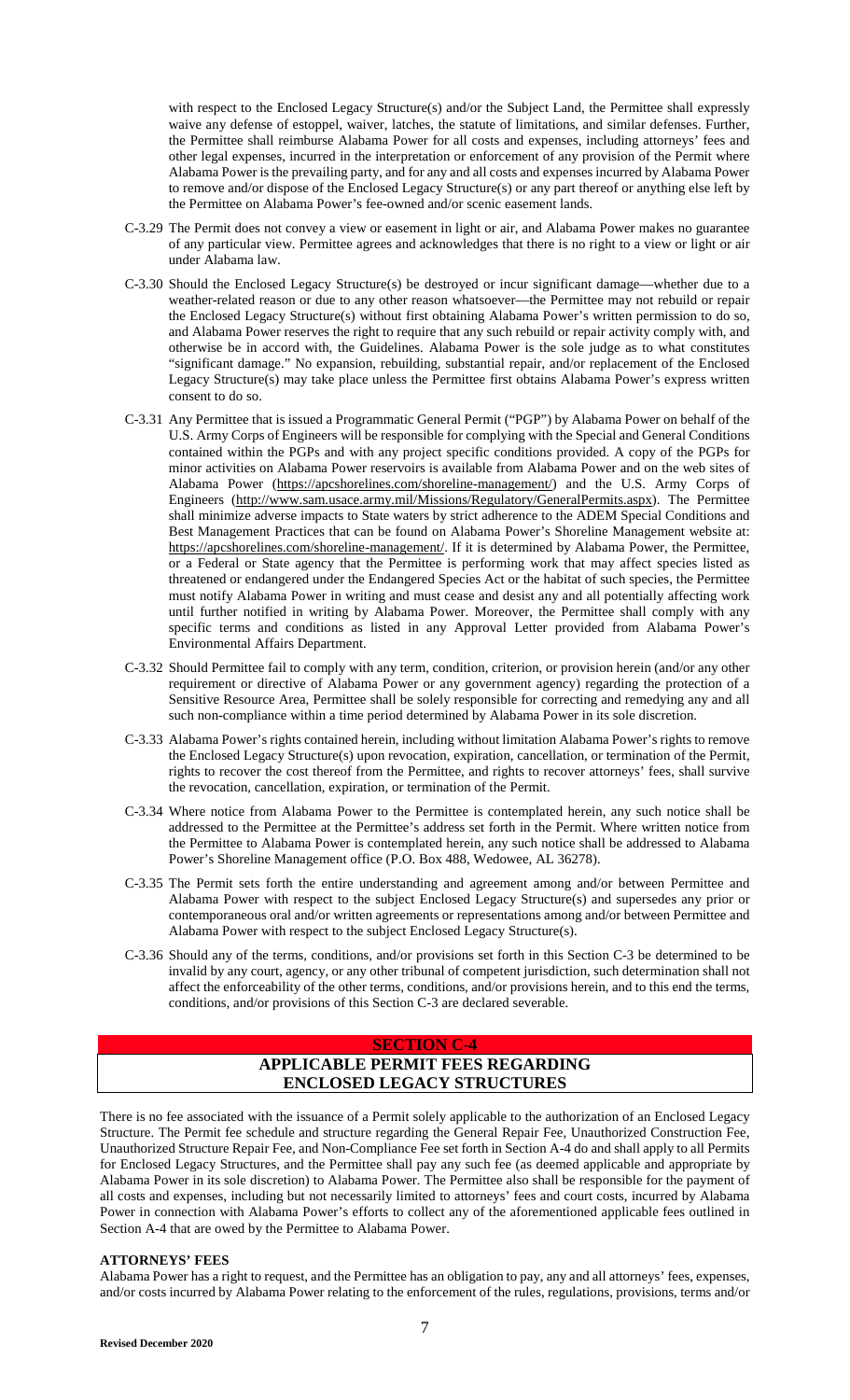with respect to the Enclosed Legacy Structure(s) and/or the Subject Land, the Permittee shall expressly waive any defense of estoppel, waiver, latches, the statute of limitations, and similar defenses. Further, the Permittee shall reimburse Alabama Power for all costs and expenses, including attorneys' fees and other legal expenses, incurred in the interpretation or enforcement of any provision of the Permit where Alabama Power is the prevailing party, and for any and all costs and expenses incurred by Alabama Power to remove and/or dispose of the Enclosed Legacy Structure(s) or any part thereof or anything else left by the Permittee on Alabama Power's fee-owned and/or scenic easement lands.

C-3.29 The Permit does not convey a view or easement in light or air, and Alabama Power makes no guarantee of any particular view. Permittee agrees and acknowledges that there is no right to a view or light or air under Alabama law.

C-3.30 Should the Enclosed Legacy Structure(s) be destroyed or incur significant damage—whether due to a weather-related reason or due to any other reason whatsoever—the Permittee may not rebuild or repair the Enclosed Legacy Structure(s) without first obtaining Alabama Power's written permission to do so, and Alabama Power reserves the right to require that any such rebuild or repair activity comply with, and otherwise be in accord with, the Guidelines. Alabama Power is the sole judge as to what constitutes "significant damage." No expansion, rebuilding, substantial repair, and/or replacement of the Enclosed Legacy Structure(s) may take place unless the Permittee first obtains Alabama Power's express written consent to do so.

C-3.31 Any Permittee that is issued a Programmatic General Permit ("PGP") by Alabama Power on behalf of the U.S. Army Corps of Engineers will be responsible for complying with the Special and General Conditions contained within the PGPs and with any project specific conditions provided. A copy of the PGPs for minor activities on Alabama Power reservoirs is available from Alabama Power and on the web sites of Alabama Power (https://apcshorelines.com/shoreline-management/) and the U.S. Army Corps of Engineers (http://www.sam.usace.army.mil/Missions/Regulatory/GeneralPermits.aspx). The Permittee shall minimize adverse impacts to State waters by strict adherence to the ADEM Special Conditions and Best Management Practices that can be found on Alabama Power's Shoreline Management website at: https://apcshorelines.com/shoreline-management/. If it is determined by Alabama Power, the Permittee, or a Federal or State agency that the Permittee is performing work that may affect species listed as threatened or endangered under the Endangered Species Act or the habitat of such species, the Permittee must notify Alabama Power in writing and must cease and desist any and all potentially affecting work until further notified in writing by Alabama Power. Moreover, the Permittee shall comply with any specific terms and conditions as listed in any Approval Letter provided from Alabama Power's Environmental Affairs Department.

C-3.32 Should Permittee fail to comply with any term, condition, criterion, or provision herein (and/or any other requirement or directive of Alabama Power or any government agency) regarding the protection of a Sensitive Resource Area, Permittee shall be solely responsible for correcting and remedying any and all such non-compliance within a time period determined by Alabama Power in its sole discretion.

C-3.33 Alabama Power's rights contained herein, including without limitation Alabama Power's rights to remove the Enclosed Legacy Structure(s) upon revocation, expiration, cancellation, or termination of the Permit, rights to recover the cost thereof from the Permittee, and rights to recover attorneys' fees, shall survive the revocation, cancellation, expiration, or termination of the Permit.

C-3.34 Where notice from Alabama Power to the Permittee is contemplated herein, any such notice shall be addressed to the Permittee at the Permittee's address set forth in the Permit. Where written notice from the Permittee to Alabama Power is contemplated herein, any such notice shall be addressed to Alabama Power's Shoreline Management office (P.O. Box 488, Wedowee, AL 36278).

C-3.35 The Permit sets forth the entire understanding and agreement among and/or between Permittee and Alabama Power with respect to the subject Enclosed Legacy Structure(s) and supersedes any prior or contemporaneous oral and/or written agreements or representations among and/or between Permittee and Alabama Power with respect to the subject Enclosed Legacy Structure(s).

C-3.36 Should any of the terms, conditions, and/or provisions set forth in this Section C-3 be determined to be invalid by any court, agency, or any other tribunal of competent jurisdiction, such determination shall not affect the enforceability of the other terms, conditions, and/or provisions herein, and to this end the terms, conditions, and/or provisions of this Section C-3 are declared severable.

## SECTION C-4
## APPLICABLE PERMIT FEES REGARDING ENCLOSED LEGACY STRUCTURES

There is no fee associated with the issuance of a Permit solely applicable to the authorization of an Enclosed Legacy Structure. The Permit fee schedule and structure regarding the General Repair Fee, Unauthorized Construction Fee, Unauthorized Structure Repair Fee, and Non-Compliance Fee set forth in Section A-4 do and shall apply to all Permits for Enclosed Legacy Structures, and the Permittee shall pay any such fee (as deemed applicable and appropriate by Alabama Power in its sole discretion) to Alabama Power. The Permittee also shall be responsible for the payment of all costs and expenses, including but not necessarily limited to attorneys' fees and court costs, incurred by Alabama Power in connection with Alabama Power's efforts to collect any of the aforementioned applicable fees outlined in Section A-4 that are owed by the Permittee to Alabama Power.

**ATTORNEYS' FEES**

Alabama Power has a right to request, and the Permittee has an obligation to pay, any and all attorneys' fees, expenses, and/or costs incurred by Alabama Power relating to the enforcement of the rules, regulations, provisions, terms and/or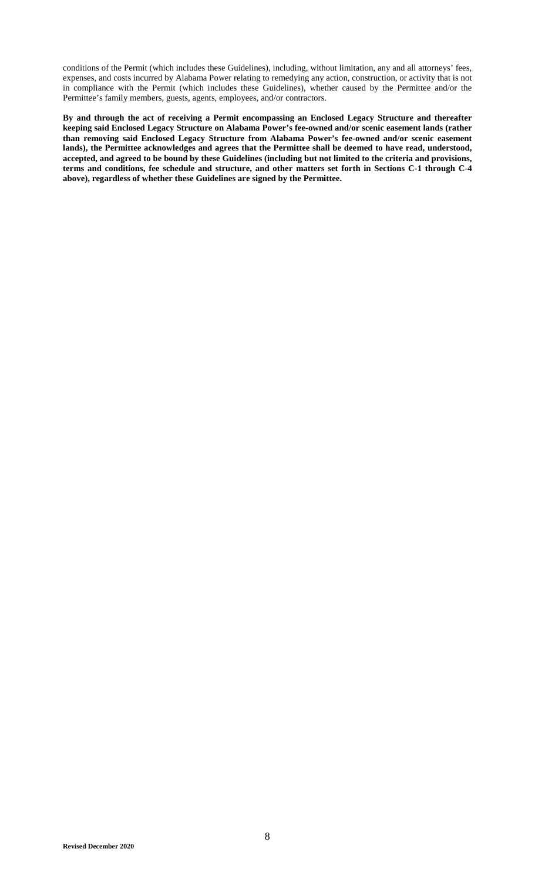conditions of the Permit (which includes these Guidelines), including, without limitation, any and all attorneys' fees, expenses, and costs incurred by Alabama Power relating to remedying any action, construction, or activity that is not in compliance with the Permit (which includes these Guidelines), whether caused by the Permittee and/or the Permittee's family members, guests, agents, employees, and/or contractors.

**By and through the act of receiving a Permit encompassing an Enclosed Legacy Structure and thereafter keeping said Enclosed Legacy Structure on Alabama Power's fee-owned and/or scenic easement lands (rather than removing said Enclosed Legacy Structure from Alabama Power's fee-owned and/or scenic easement lands), the Permittee acknowledges and agrees that the Permittee shall be deemed to have read, understood, accepted, and agreed to be bound by these Guidelines (including but not limited to the criteria and provisions, terms and conditions, fee schedule and structure, and other matters set forth in Sections C-1 through C-4 above), regardless of whether these Guidelines are signed by the Permittee.**